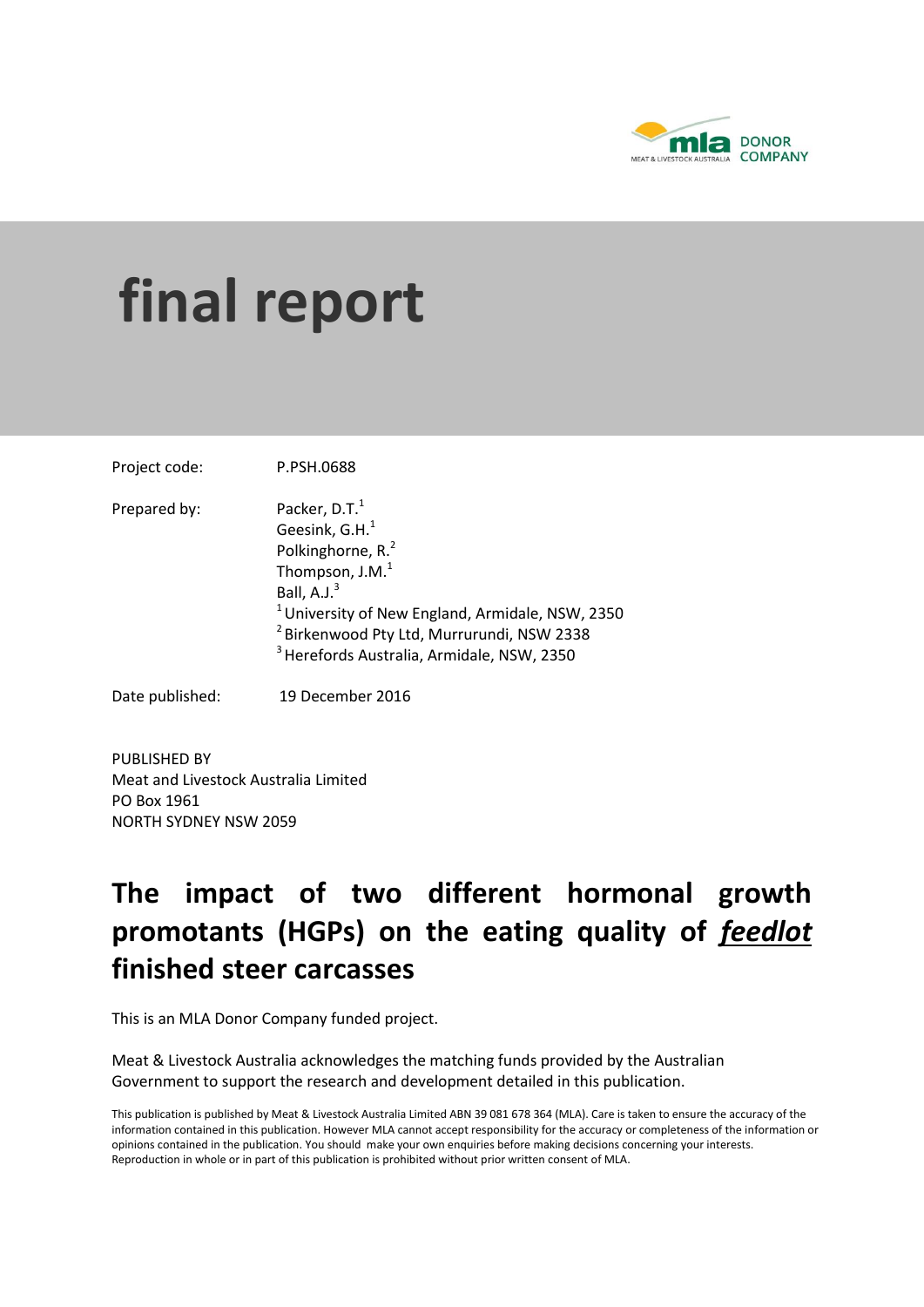# final report

Project code: P.PSH.0688

Prepared by: Packer, D.T.[1]
Geesink, G.H.[1]
Polkinghorne, R.[2]
Thompson, J.M.[1]
Ball, A.J.[3]
[1] University of New England, Armidale, NSW, 2350
[2] Birkenwood Pty Ltd, Murrurundi, NSW 2338
[3] Herefords Australia, Armidale, NSW, 2350

Date published: 19 December 2016

PUBLISHED BY
Meat and Livestock Australia Limited
PO Box 1961
NORTH SYDNEY NSW 2059

# The impact of two different hormonal growth promotants (HGPs) on the eating quality of ***feedlot*** finished steer carcasses

This is an MLA Donor Company funded project.

Meat & Livestock Australia acknowledges the matching funds provided by the Australian Government to support the research and development detailed in this publication.

This publication is published by Meat & Livestock Australia Limited ABN 39 081 678 364 (MLA). Care is taken to ensure the accuracy of the information contained in this publication. However MLA cannot accept responsibility for the accuracy or completeness of the information or opinions contained in the publication. You should make your own enquiries before making decisions concerning your interests. Reproduction in whole or in part of this publication is prohibited without prior written consent of MLA.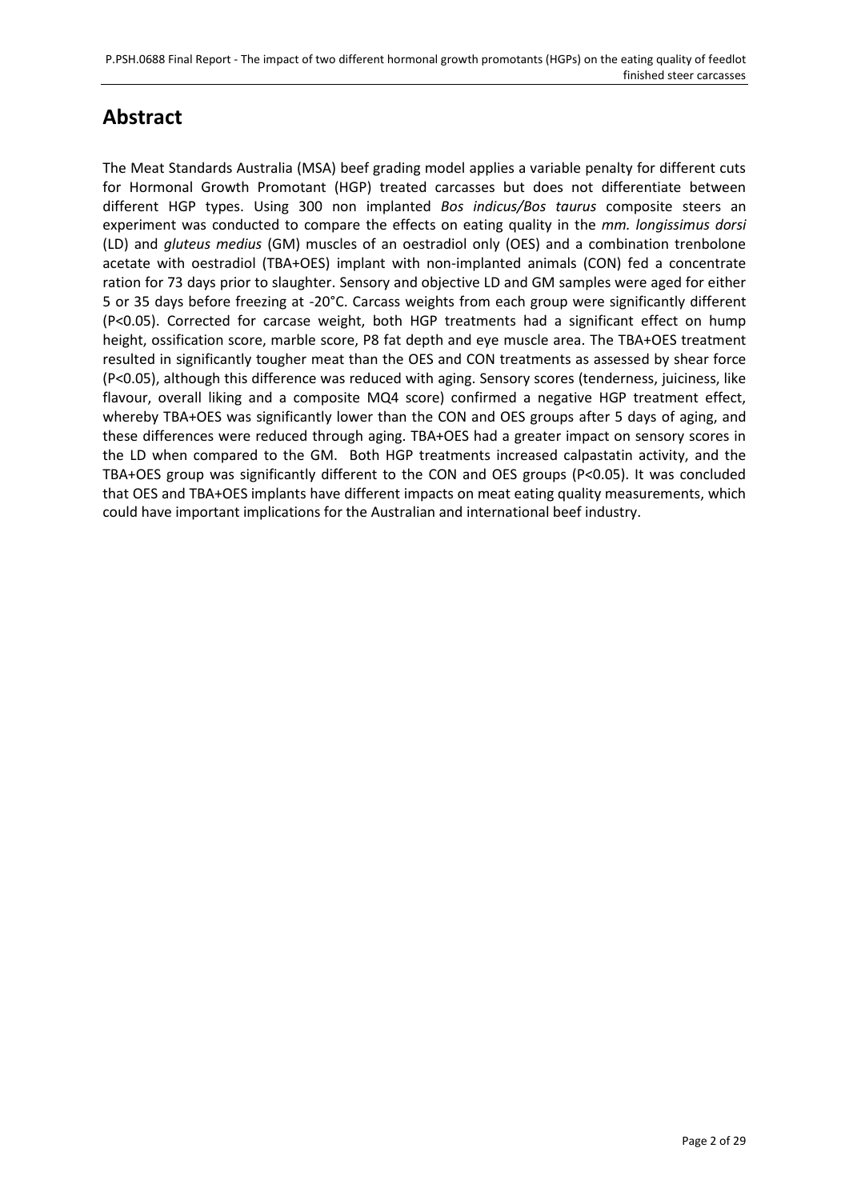# Abstract

The Meat Standards Australia (MSA) beef grading model applies a variable penalty for different cuts for Hormonal Growth Promotant (HGP) treated carcasses but does not differentiate between different HGP types. Using 300 non implanted *Bos indicus/Bos taurus* composite steers an experiment was conducted to compare the effects on eating quality in the *mm. longissimus dorsi* (LD) and *gluteus medius* (GM) muscles of an oestradiol only (OES) and a combination trenbolone acetate with oestradiol (TBA+OES) implant with non-implanted animals (CON) fed a concentrate ration for 73 days prior to slaughter. Sensory and objective LD and GM samples were aged for either 5 or 35 days before freezing at -20°C. Carcass weights from each group were significantly different ($P<0.05$). Corrected for carcase weight, both HGP treatments had a significant effect on hump height, ossification score, marble score, P8 fat depth and eye muscle area. The TBA+OES treatment resulted in significantly tougher meat than the OES and CON treatments as assessed by shear force ($P<0.05$), although this difference was reduced with aging. Sensory scores (tenderness, juiciness, like flavour, overall liking and a composite MQ4 score) confirmed a negative HGP treatment effect, whereby TBA+OES was significantly lower than the CON and OES groups after 5 days of aging, and these differences were reduced through aging. TBA+OES had a greater impact on sensory scores in the LD when compared to the GM. Both HGP treatments increased calpastatin activity, and the TBA+OES group was significantly different to the CON and OES groups ($P<0.05$). It was concluded that OES and TBA+OES implants have different impacts on meat eating quality measurements, which could have important implications for the Australian and international beef industry.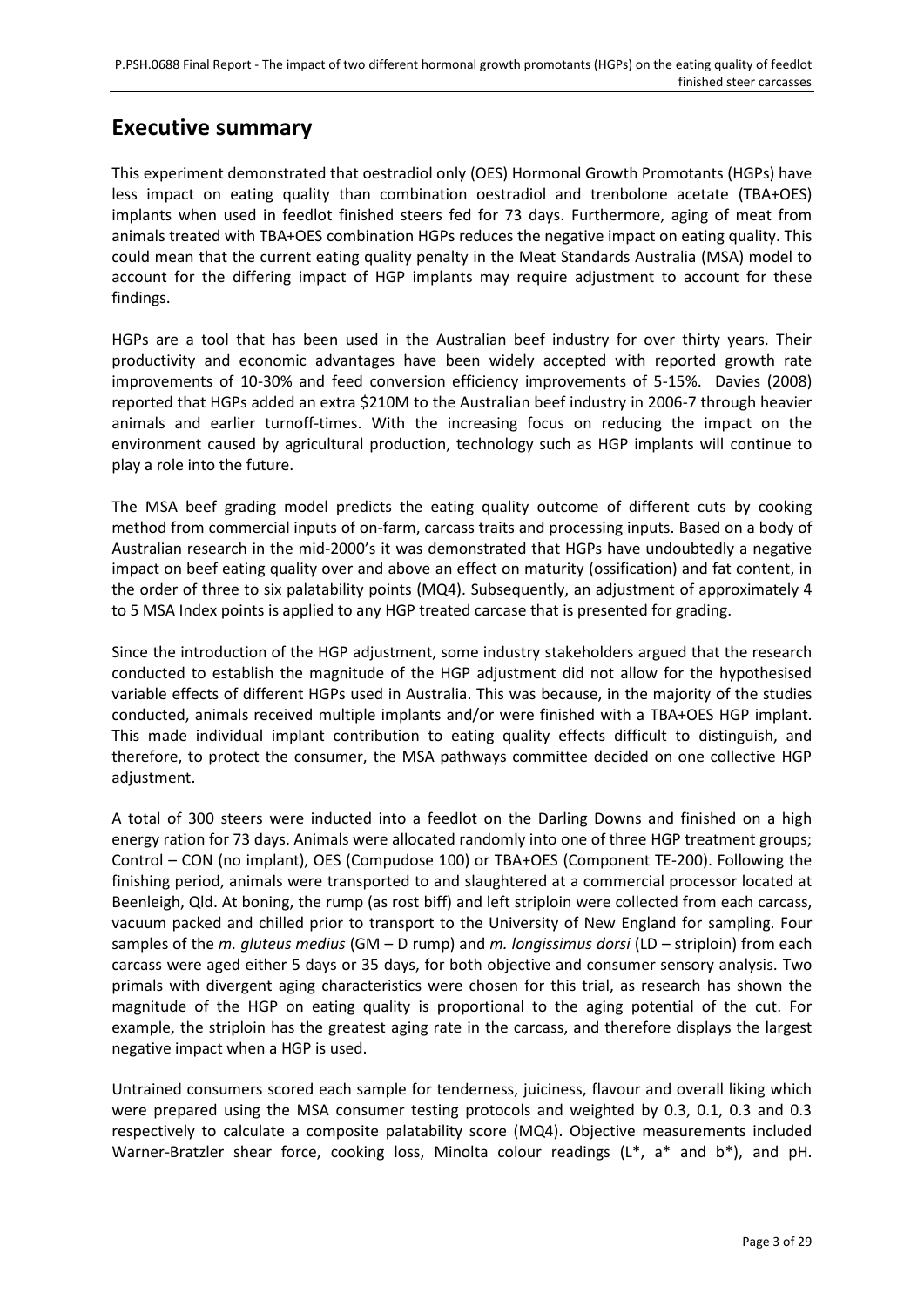## Executive summary

This experiment demonstrated that oestradiol only (OES) Hormonal Growth Promotants (HGPs) have less impact on eating quality than combination oestradiol and trenbolone acetate (TBA+OES) implants when used in feedlot finished steers fed for 73 days. Furthermore, aging of meat from animals treated with TBA+OES combination HGPs reduces the negative impact on eating quality. This could mean that the current eating quality penalty in the Meat Standards Australia (MSA) model to account for the differing impact of HGP implants may require adjustment to account for these findings.

HGPs are a tool that has been used in the Australian beef industry for over thirty years. Their productivity and economic advantages have been widely accepted with reported growth rate improvements of 10-30% and feed conversion efficiency improvements of 5-15%. Davies (2008) reported that HGPs added an extra \$210M to the Australian beef industry in 2006-7 through heavier animals and earlier turnoff-times. With the increasing focus on reducing the impact on the environment caused by agricultural production, technology such as HGP implants will continue to play a role into the future.

The MSA beef grading model predicts the eating quality outcome of different cuts by cooking method from commercial inputs of on-farm, carcass traits and processing inputs. Based on a body of Australian research in the mid-2000's it was demonstrated that HGPs have undoubtedly a negative impact on beef eating quality over and above an effect on maturity (ossification) and fat content, in the order of three to six palatability points (MQ4). Subsequently, an adjustment of approximately 4 to 5 MSA Index points is applied to any HGP treated carcase that is presented for grading.

Since the introduction of the HGP adjustment, some industry stakeholders argued that the research conducted to establish the magnitude of the HGP adjustment did not allow for the hypothesised variable effects of different HGPs used in Australia. This was because, in the majority of the studies conducted, animals received multiple implants and/or were finished with a TBA+OES HGP implant. This made individual implant contribution to eating quality effects difficult to distinguish, and therefore, to protect the consumer, the MSA pathways committee decided on one collective HGP adjustment.

A total of 300 steers were inducted into a feedlot on the Darling Downs and finished on a high energy ration for 73 days. Animals were allocated randomly into one of three HGP treatment groups; Control – CON (no implant), OES (Compudose 100) or TBA+OES (Component TE-200). Following the finishing period, animals were transported to and slaughtered at a commercial processor located at Beenleigh, Qld. At boning, the rump (as rost biff) and left striploin were collected from each carcass, vacuum packed and chilled prior to transport to the University of New England for sampling. Four samples of the *m. gluteus medius* (GM – D rump) and *m. longissimus dorsi* (LD – striploin) from each carcass were aged either 5 days or 35 days, for both objective and consumer sensory analysis. Two primals with divergent aging characteristics were chosen for this trial, as research has shown the magnitude of the HGP on eating quality is proportional to the aging potential of the cut. For example, the striploin has the greatest aging rate in the carcass, and therefore displays the largest negative impact when a HGP is used.

Untrained consumers scored each sample for tenderness, juiciness, flavour and overall liking which were prepared using the MSA consumer testing protocols and weighted by 0.3, 0.1, 0.3 and 0.3 respectively to calculate a composite palatability score (MQ4). Objective measurements included Warner-Bratzler shear force, cooking loss, Minolta colour readings (L*, a* and b*), and pH.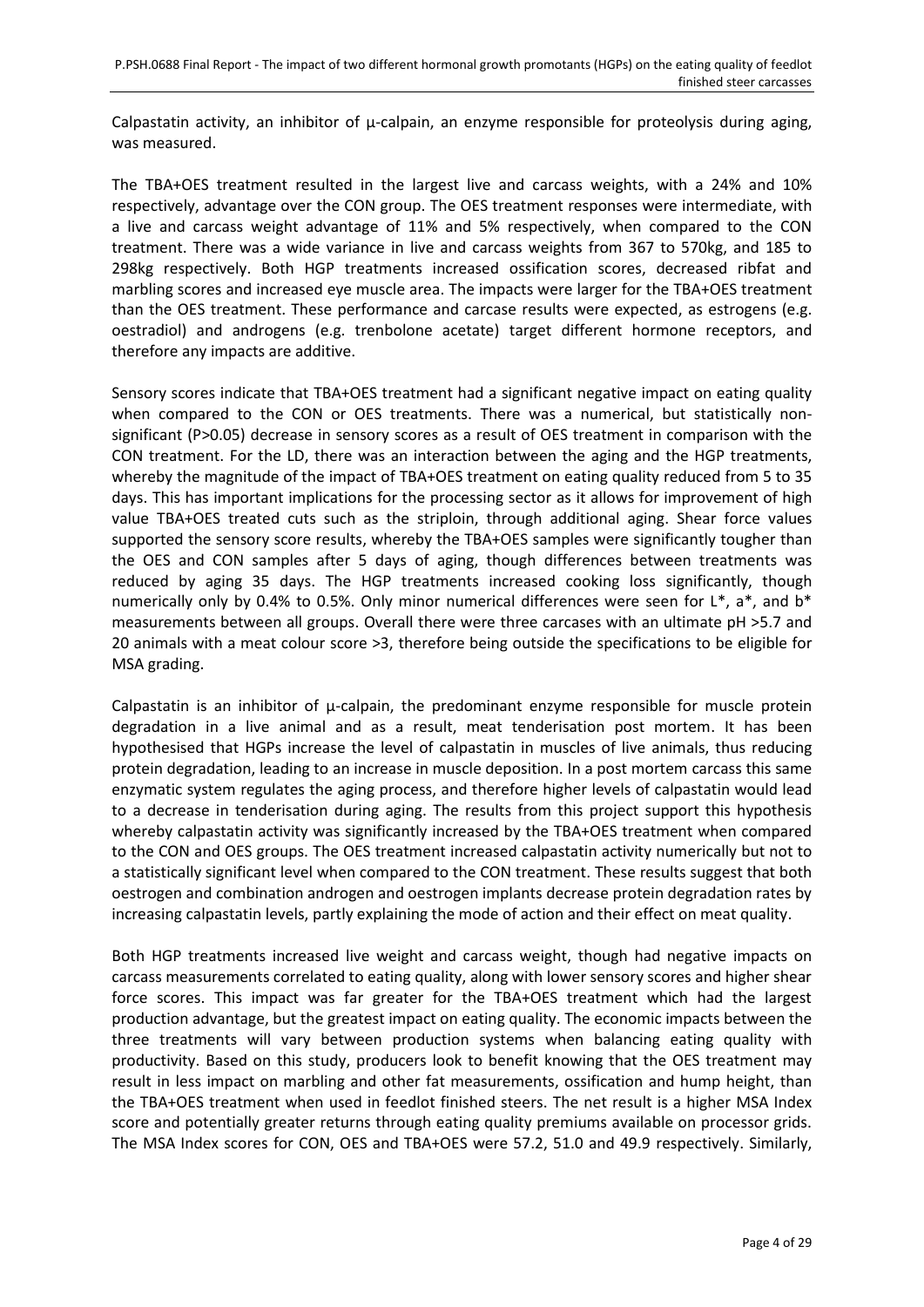Calpastatin activity, an inhibitor of µ-calpain, an enzyme responsible for proteolysis during aging, was measured.

The TBA+OES treatment resulted in the largest live and carcass weights, with a 24% and 10% respectively, advantage over the CON group. The OES treatment responses were intermediate, with a live and carcass weight advantage of 11% and 5% respectively, when compared to the CON treatment. There was a wide variance in live and carcass weights from 367 to 570kg, and 185 to 298kg respectively. Both HGP treatments increased ossification scores, decreased ribfat and marbling scores and increased eye muscle area. The impacts were larger for the TBA+OES treatment than the OES treatment. These performance and carcase results were expected, as estrogens (e.g. oestradiol) and androgens (e.g. trenbolone acetate) target different hormone receptors, and therefore any impacts are additive.

Sensory scores indicate that TBA+OES treatment had a significant negative impact on eating quality when compared to the CON or OES treatments. There was a numerical, but statistically non-significant ($P>0.05$) decrease in sensory scores as a result of OES treatment in comparison with the CON treatment. For the LD, there was an interaction between the aging and the HGP treatments, whereby the magnitude of the impact of TBA+OES treatment on eating quality reduced from 5 to 35 days. This has important implications for the processing sector as it allows for improvement of high value TBA+OES treated cuts such as the striploin, through additional aging. Shear force values supported the sensory score results, whereby the TBA+OES samples were significantly tougher than the OES and CON samples after 5 days of aging, though differences between treatments was reduced by aging 35 days. The HGP treatments increased cooking loss significantly, though numerically only by 0.4% to 0.5%. Only minor numerical differences were seen for $L^*$, $a^*$, and $b^*$ measurements between all groups. Overall there were three carcases with an ultimate pH >5.7 and 20 animals with a meat colour score >3, therefore being outside the specifications to be eligible for MSA grading.

Calpastatin is an inhibitor of µ-calpain, the predominant enzyme responsible for muscle protein degradation in a live animal and as a result, meat tenderisation post mortem. It has been hypothesised that HGPs increase the level of calpastatin in muscles of live animals, thus reducing protein degradation, leading to an increase in muscle deposition. In a post mortem carcass this same enzymatic system regulates the aging process, and therefore higher levels of calpastatin would lead to a decrease in tenderisation during aging. The results from this project support this hypothesis whereby calpastatin activity was significantly increased by the TBA+OES treatment when compared to the CON and OES groups. The OES treatment increased calpastatin activity numerically but not to a statistically significant level when compared to the CON treatment. These results suggest that both oestrogen and combination androgen and oestrogen implants decrease protein degradation rates by increasing calpastatin levels, partly explaining the mode of action and their effect on meat quality.

Both HGP treatments increased live weight and carcass weight, though had negative impacts on carcass measurements correlated to eating quality, along with lower sensory scores and higher shear force scores. This impact was far greater for the TBA+OES treatment which had the largest production advantage, but the greatest impact on eating quality. The economic impacts between the three treatments will vary between production systems when balancing eating quality with productivity. Based on this study, producers look to benefit knowing that the OES treatment may result in less impact on marbling and other fat measurements, ossification and hump height, than the TBA+OES treatment when used in feedlot finished steers. The net result is a higher MSA Index score and potentially greater returns through eating quality premiums available on processor grids. The MSA Index scores for CON, OES and TBA+OES were 57.2, 51.0 and 49.9 respectively. Similarly,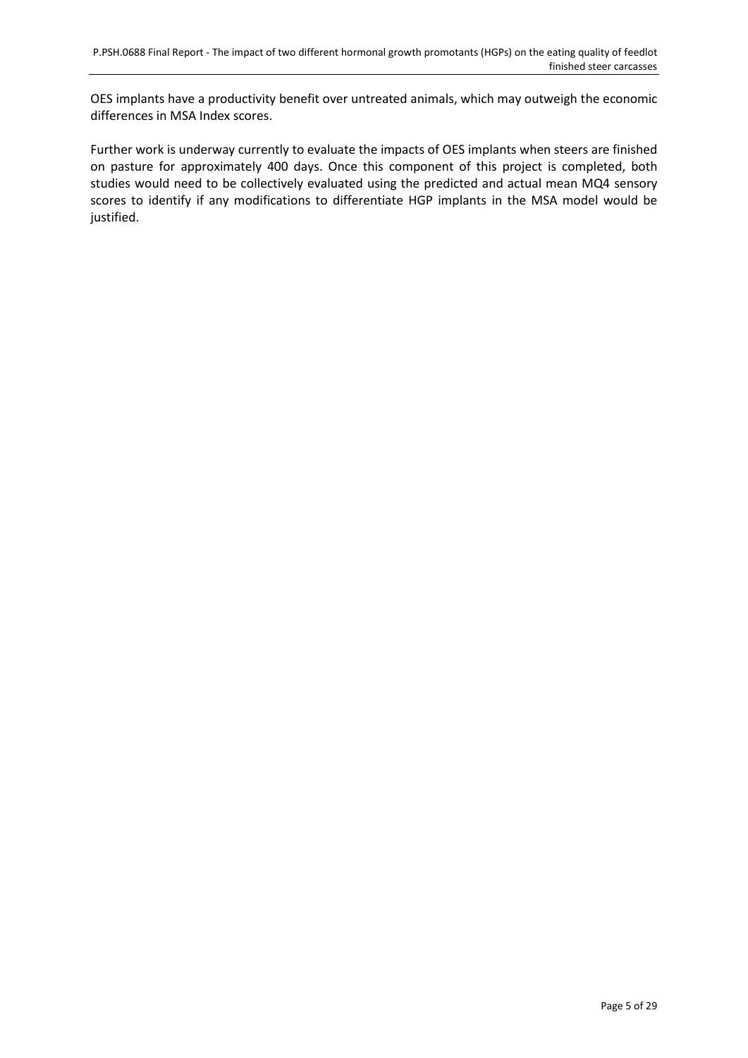OES implants have a productivity benefit over untreated animals, which may outweigh the economic differences in MSA Index scores.

Further work is underway currently to evaluate the impacts of OES implants when steers are finished on pasture for approximately 400 days. Once this component of this project is completed, both studies would need to be collectively evaluated using the predicted and actual mean MQ4 sensory scores to identify if any modifications to differentiate HGP implants in the MSA model would be justified.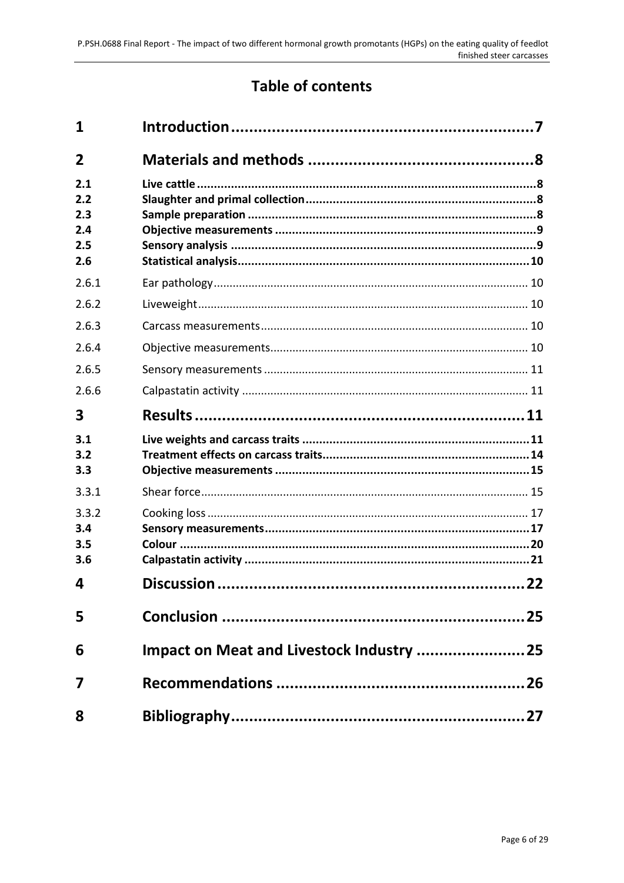# Table of contents

| | | |
|---|---|---|
| **1** | **Introduction** | **7** |
| **2** | **Materials and methods** | **8** |
| **2.1** | **Live cattle** | **8** |
| **2.2** | **Slaughter and primal collection** | **8** |
| **2.3** | **Sample preparation** | **8** |
| **2.4** | **Objective measurements** | **9** |
| **2.5** | **Sensory analysis** | **9** |
| **2.6** | **Statistical analysis** | **10** |
| 2.6.1 | Ear pathology | 10 |
| 2.6.2 | Liveweight | 10 |
| 2.6.3 | Carcass measurements | 10 |
| 2.6.4 | Objective measurements | 10 |
| 2.6.5 | Sensory measurements | 11 |
| 2.6.6 | Calpastatin activity | 11 |
| **3** | **Results** | **11** |
| **3.1** | **Live weights and carcass traits** | **11** |
| **3.2** | **Treatment effects on carcass traits** | **14** |
| **3.3** | **Objective measurements** | **15** |
| 3.3.1 | Shear force | 15 |
| 3.3.2 | Cooking loss | 17 |
| **3.4** | **Sensory measurements** | **17** |
| **3.5** | **Colour** | **20** |
| **3.6** | **Calpastatin activity** | **21** |
| **4** | **Discussion** | **22** |
| **5** | **Conclusion** | **25** |
| **6** | **Impact on Meat and Livestock Industry** | **25** |
| **7** | **Recommendations** | **26** |
| **8** | **Bibliography** | **27** |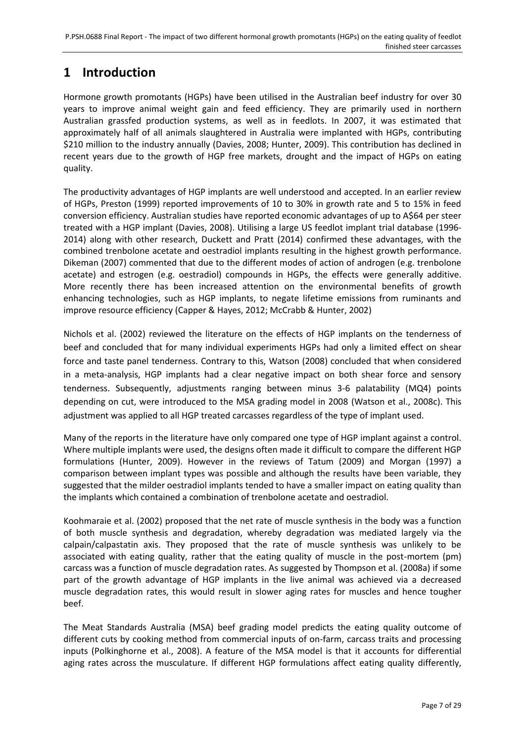# 1 Introduction

Hormone growth promotants (HGPs) have been utilised in the Australian beef industry for over 30 years to improve animal weight gain and feed efficiency. They are primarily used in northern Australian grassfed production systems, as well as in feedlots. In 2007, it was estimated that approximately half of all animals slaughtered in Australia were implanted with HGPs, contributing $210 million to the industry annually (Davies, 2008; Hunter, 2009). This contribution has declined in recent years due to the growth of HGP free markets, drought and the impact of HGPs on eating quality.

The productivity advantages of HGP implants are well understood and accepted. In an earlier review of HGPs, Preston (1999) reported improvements of 10 to 30% in growth rate and 5 to 15% in feed conversion efficiency. Australian studies have reported economic advantages of up to A$64 per steer treated with a HGP implant (Davies, 2008). Utilising a large US feedlot implant trial database (1996-2014) along with other research, Duckett and Pratt (2014) confirmed these advantages, with the combined trenbolone acetate and oestradiol implants resulting in the highest growth performance. Dikeman (2007) commented that due to the different modes of action of androgen (e.g. trenbolone acetate) and estrogen (e.g. oestradiol) compounds in HGPs, the effects were generally additive. More recently there has been increased attention on the environmental benefits of growth enhancing technologies, such as HGP implants, to negate lifetime emissions from ruminants and improve resource efficiency (Capper & Hayes, 2012; McCrabb & Hunter, 2002)

Nichols et al. (2002) reviewed the literature on the effects of HGP implants on the tenderness of beef and concluded that for many individual experiments HGPs had only a limited effect on shear force and taste panel tenderness. Contrary to this, Watson (2008) concluded that when considered in a meta-analysis, HGP implants had a clear negative impact on both shear force and sensory tenderness. Subsequently, adjustments ranging between minus 3-6 palatability (MQ4) points depending on cut, were introduced to the MSA grading model in 2008 (Watson et al., 2008c). This adjustment was applied to all HGP treated carcasses regardless of the type of implant used.

Many of the reports in the literature have only compared one type of HGP implant against a control. Where multiple implants were used, the designs often made it difficult to compare the different HGP formulations (Hunter, 2009). However in the reviews of Tatum (2009) and Morgan (1997) a comparison between implant types was possible and although the results have been variable, they suggested that the milder oestradiol implants tended to have a smaller impact on eating quality than the implants which contained a combination of trenbolone acetate and oestradiol.

Koohmaraie et al. (2002) proposed that the net rate of muscle synthesis in the body was a function of both muscle synthesis and degradation, whereby degradation was mediated largely via the calpain/calpastatin axis. They proposed that the rate of muscle synthesis was unlikely to be associated with eating quality, rather that the eating quality of muscle in the post-mortem (pm) carcass was a function of muscle degradation rates. As suggested by Thompson et al. (2008a) if some part of the growth advantage of HGP implants in the live animal was achieved via a decreased muscle degradation rates, this would result in slower aging rates for muscles and hence tougher beef.

The Meat Standards Australia (MSA) beef grading model predicts the eating quality outcome of different cuts by cooking method from commercial inputs of on-farm, carcass traits and processing inputs (Polkinghorne et al., 2008). A feature of the MSA model is that it accounts for differential aging rates across the musculature. If different HGP formulations affect eating quality differently,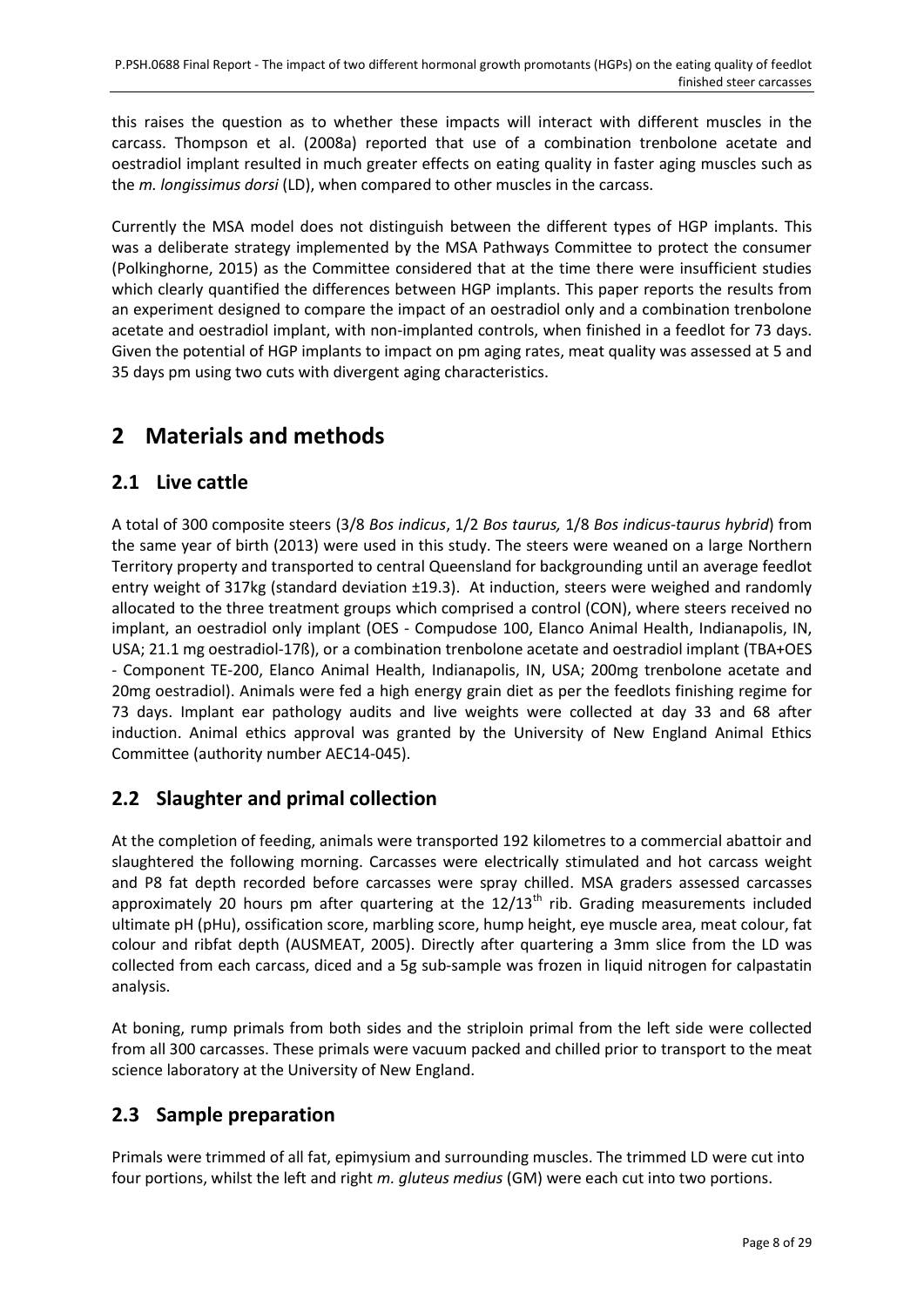this raises the question as to whether these impacts will interact with different muscles in the carcass. Thompson et al. (2008a) reported that use of a combination trenbolone acetate and oestradiol implant resulted in much greater effects on eating quality in faster aging muscles such as the *m. longissimus dorsi* (LD), when compared to other muscles in the carcass.

Currently the MSA model does not distinguish between the different types of HGP implants. This was a deliberate strategy implemented by the MSA Pathways Committee to protect the consumer (Polkinghorne, 2015) as the Committee considered that at the time there were insufficient studies which clearly quantified the differences between HGP implants. This paper reports the results from an experiment designed to compare the impact of an oestradiol only and a combination trenbolone acetate and oestradiol implant, with non-implanted controls, when finished in a feedlot for 73 days. Given the potential of HGP implants to impact on pm aging rates, meat quality was assessed at 5 and 35 days pm using two cuts with divergent aging characteristics.

# 2 Materials and methods

## 2.1 Live cattle

A total of 300 composite steers (3/8 *Bos indicus*, 1/2 *Bos taurus,* 1/8 *Bos indicus-taurus hybrid*) from the same year of birth (2013) were used in this study. The steers were weaned on a large Northern Territory property and transported to central Queensland for backgrounding until an average feedlot entry weight of 317kg (standard deviation ±19.3). At induction, steers were weighed and randomly allocated to the three treatment groups which comprised a control (CON), where steers received no implant, an oestradiol only implant (OES - Compudose 100, Elanco Animal Health, Indianapolis, IN, USA; 21.1 mg oestradiol-17ß), or a combination trenbolone acetate and oestradiol implant (TBA+OES - Component TE-200, Elanco Animal Health, Indianapolis, IN, USA; 200mg trenbolone acetate and 20mg oestradiol). Animals were fed a high energy grain diet as per the feedlots finishing regime for 73 days. Implant ear pathology audits and live weights were collected at day 33 and 68 after induction. Animal ethics approval was granted by the University of New England Animal Ethics Committee (authority number AEC14-045).

## 2.2 Slaughter and primal collection

At the completion of feeding, animals were transported 192 kilometres to a commercial abattoir and slaughtered the following morning. Carcasses were electrically stimulated and hot carcass weight and P8 fat depth recorded before carcasses were spray chilled. MSA graders assessed carcasses approximately 20 hours pm after quartering at the $12/13^{th}$ rib. Grading measurements included ultimate pH (pHu), ossification score, marbling score, hump height, eye muscle area, meat colour, fat colour and ribfat depth (AUSMEAT, 2005). Directly after quartering a 3mm slice from the LD was collected from each carcass, diced and a 5g sub-sample was frozen in liquid nitrogen for calpastatin analysis.

At boning, rump primals from both sides and the striploin primal from the left side were collected from all 300 carcasses. These primals were vacuum packed and chilled prior to transport to the meat science laboratory at the University of New England.

## 2.3 Sample preparation

Primals were trimmed of all fat, epimysium and surrounding muscles. The trimmed LD were cut into four portions, whilst the left and right *m. gluteus medius* (GM) were each cut into two portions.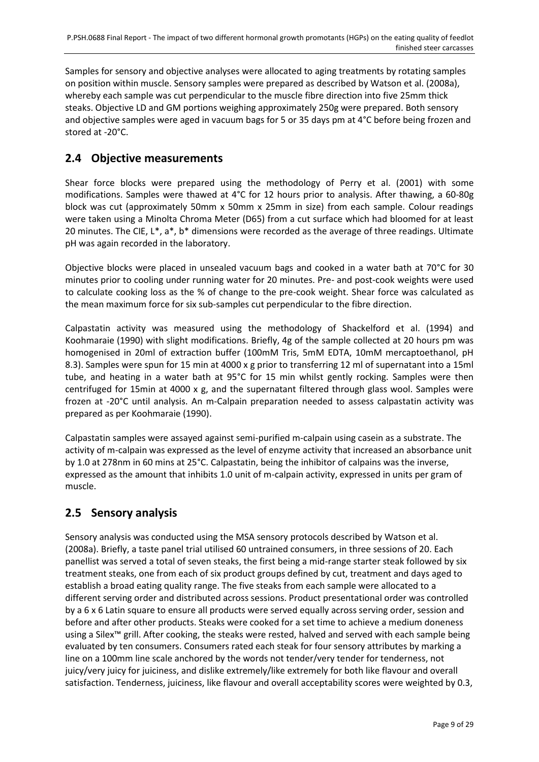Samples for sensory and objective analyses were allocated to aging treatments by rotating samples on position within muscle. Sensory samples were prepared as described by Watson et al. (2008a), whereby each sample was cut perpendicular to the muscle fibre direction into five 25mm thick steaks. Objective LD and GM portions weighing approximately 250g were prepared. Both sensory and objective samples were aged in vacuum bags for 5 or 35 days pm at 4°C before being frozen and stored at -20°C.

## 2.4 Objective measurements

Shear force blocks were prepared using the methodology of Perry et al. (2001) with some modifications. Samples were thawed at 4°C for 12 hours prior to analysis. After thawing, a 60-80g block was cut (approximately 50mm x 50mm x 25mm in size) from each sample. Colour readings were taken using a Minolta Chroma Meter (D65) from a cut surface which had bloomed for at least 20 minutes. The CIE, L*, a*, b* dimensions were recorded as the average of three readings. Ultimate pH was again recorded in the laboratory.

Objective blocks were placed in unsealed vacuum bags and cooked in a water bath at 70°C for 30 minutes prior to cooling under running water for 20 minutes. Pre- and post-cook weights were used to calculate cooking loss as the % of change to the pre-cook weight. Shear force was calculated as the mean maximum force for six sub-samples cut perpendicular to the fibre direction.

Calpastatin activity was measured using the methodology of Shackelford et al. (1994) and Koohmaraie (1990) with slight modifications. Briefly, 4g of the sample collected at 20 hours pm was homogenised in 20ml of extraction buffer (100mM Tris, 5mM EDTA, 10mM mercaptoethanol, pH 8.3). Samples were spun for 15 min at 4000 x g prior to transferring 12 ml of supernatant into a 15ml tube, and heating in a water bath at 95°C for 15 min whilst gently rocking. Samples were then centrifuged for 15min at 4000 x g, and the supernatant filtered through glass wool. Samples were frozen at -20°C until analysis. An m-Calpain preparation needed to assess calpastatin activity was prepared as per Koohmaraie (1990).

Calpastatin samples were assayed against semi-purified m-calpain using casein as a substrate. The activity of m-calpain was expressed as the level of enzyme activity that increased an absorbance unit by 1.0 at 278nm in 60 mins at 25°C. Calpastatin, being the inhibitor of calpains was the inverse, expressed as the amount that inhibits 1.0 unit of m-calpain activity, expressed in units per gram of muscle.

## 2.5 Sensory analysis

Sensory analysis was conducted using the MSA sensory protocols described by Watson et al. (2008a). Briefly, a taste panel trial utilised 60 untrained consumers, in three sessions of 20. Each panellist was served a total of seven steaks, the first being a mid-range starter steak followed by six treatment steaks, one from each of six product groups defined by cut, treatment and days aged to establish a broad eating quality range. The five steaks from each sample were allocated to a different serving order and distributed across sessions. Product presentational order was controlled by a 6 x 6 Latin square to ensure all products were served equally across serving order, session and before and after other products. Steaks were cooked for a set time to achieve a medium doneness using a Silex™ grill. After cooking, the steaks were rested, halved and served with each sample being evaluated by ten consumers. Consumers rated each steak for four sensory attributes by marking a line on a 100mm line scale anchored by the words not tender/very tender for tenderness, not juicy/very juicy for juiciness, and dislike extremely/like extremely for both like flavour and overall satisfaction. Tenderness, juiciness, like flavour and overall acceptability scores were weighted by 0.3,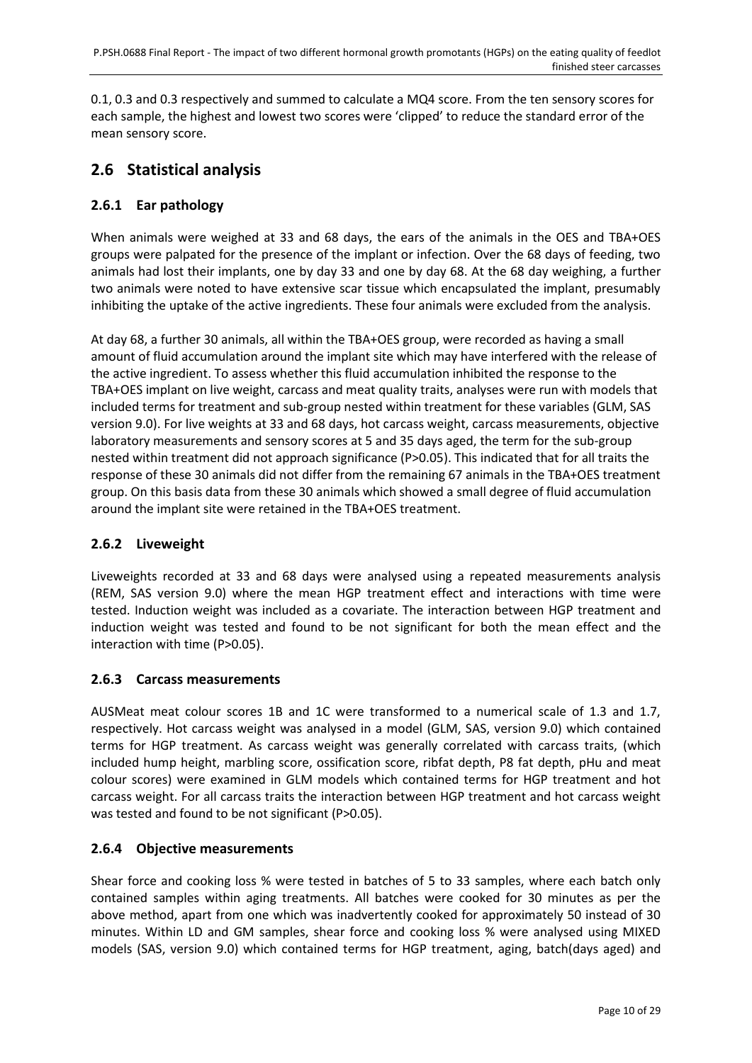0.1, 0.3 and 0.3 respectively and summed to calculate a MQ4 score. From the ten sensory scores for each sample, the highest and lowest two scores were 'clipped' to reduce the standard error of the mean sensory score.

## 2.6 Statistical analysis

### 2.6.1 Ear pathology

When animals were weighed at 33 and 68 days, the ears of the animals in the OES and TBA+OES groups were palpated for the presence of the implant or infection. Over the 68 days of feeding, two animals had lost their implants, one by day 33 and one by day 68. At the 68 day weighing, a further two animals were noted to have extensive scar tissue which encapsulated the implant, presumably inhibiting the uptake of the active ingredients. These four animals were excluded from the analysis.

At day 68, a further 30 animals, all within the TBA+OES group, were recorded as having a small amount of fluid accumulation around the implant site which may have interfered with the release of the active ingredient. To assess whether this fluid accumulation inhibited the response to the TBA+OES implant on live weight, carcass and meat quality traits, analyses were run with models that included terms for treatment and sub-group nested within treatment for these variables (GLM, SAS version 9.0). For live weights at 33 and 68 days, hot carcass weight, carcass measurements, objective laboratory measurements and sensory scores at 5 and 35 days aged, the term for the sub-group nested within treatment did not approach significance (P>0.05). This indicated that for all traits the response of these 30 animals did not differ from the remaining 67 animals in the TBA+OES treatment group. On this basis data from these 30 animals which showed a small degree of fluid accumulation around the implant site were retained in the TBA+OES treatment.

### 2.6.2 Liveweight

Liveweights recorded at 33 and 68 days were analysed using a repeated measurements analysis (REM, SAS version 9.0) where the mean HGP treatment effect and interactions with time were tested. Induction weight was included as a covariate. The interaction between HGP treatment and induction weight was tested and found to be not significant for both the mean effect and the interaction with time (P>0.05).

### 2.6.3 Carcass measurements

AUSMeat meat colour scores 1B and 1C were transformed to a numerical scale of 1.3 and 1.7, respectively. Hot carcass weight was analysed in a model (GLM, SAS, version 9.0) which contained terms for HGP treatment. As carcass weight was generally correlated with carcass traits, (which included hump height, marbling score, ossification score, ribfat depth, P8 fat depth, pHu and meat colour scores) were examined in GLM models which contained terms for HGP treatment and hot carcass weight. For all carcass traits the interaction between HGP treatment and hot carcass weight was tested and found to be not significant (P>0.05).

### 2.6.4 Objective measurements

Shear force and cooking loss % were tested in batches of 5 to 33 samples, where each batch only contained samples within aging treatments. All batches were cooked for 30 minutes as per the above method, apart from one which was inadvertently cooked for approximately 50 instead of 30 minutes. Within LD and GM samples, shear force and cooking loss % were analysed using MIXED models (SAS, version 9.0) which contained terms for HGP treatment, aging, batch(days aged) and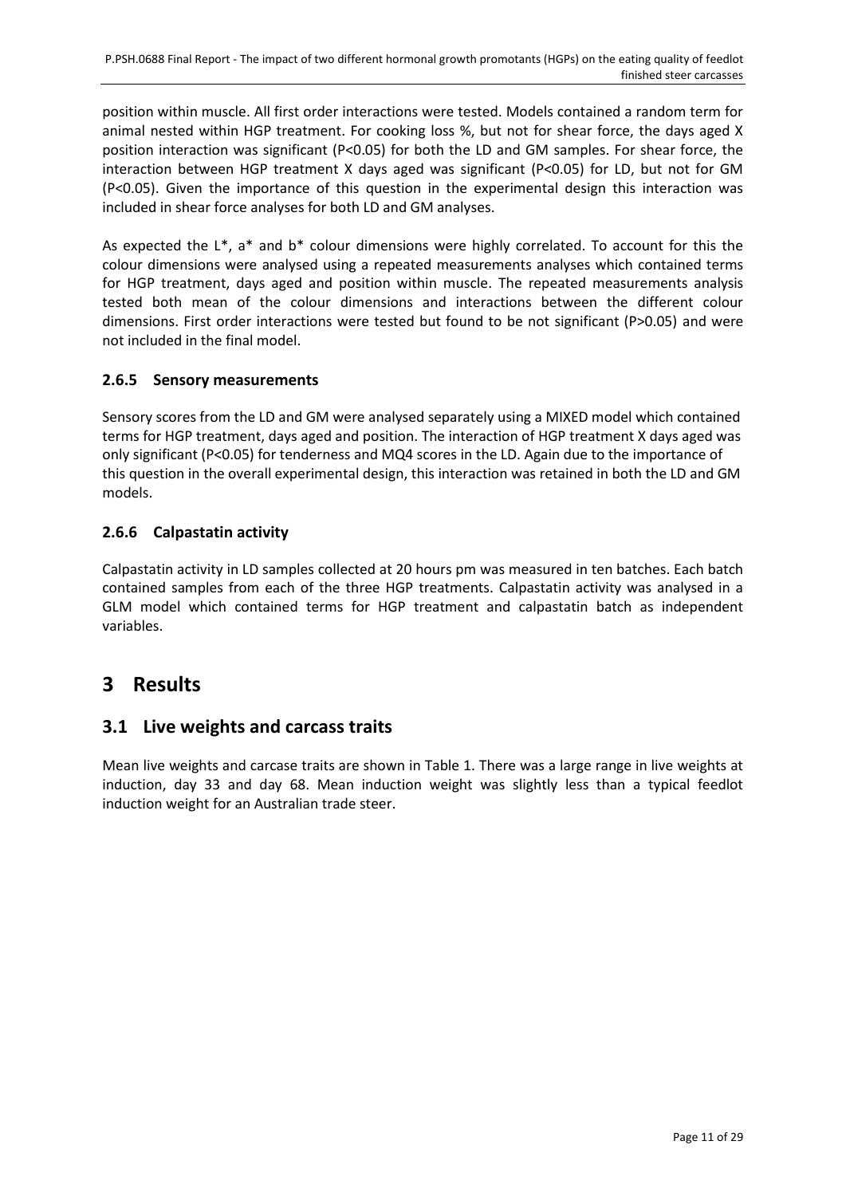position within muscle. All first order interactions were tested. Models contained a random term for animal nested within HGP treatment. For cooking loss %, but not for shear force, the days aged X position interaction was significant (P<0.05) for both the LD and GM samples. For shear force, the interaction between HGP treatment X days aged was significant (P<0.05) for LD, but not for GM (P<0.05). Given the importance of this question in the experimental design this interaction was included in shear force analyses for both LD and GM analyses.

As expected the L*, a* and b* colour dimensions were highly correlated. To account for this the colour dimensions were analysed using a repeated measurements analyses which contained terms for HGP treatment, days aged and position within muscle. The repeated measurements analysis tested both mean of the colour dimensions and interactions between the different colour dimensions. First order interactions were tested but found to be not significant (P>0.05) and were not included in the final model.

### 2.6.5 Sensory measurements

Sensory scores from the LD and GM were analysed separately using a MIXED model which contained terms for HGP treatment, days aged and position. The interaction of HGP treatment X days aged was only significant (P<0.05) for tenderness and MQ4 scores in the LD. Again due to the importance of this question in the overall experimental design, this interaction was retained in both the LD and GM models.

### 2.6.6 Calpastatin activity

Calpastatin activity in LD samples collected at 20 hours pm was measured in ten batches. Each batch contained samples from each of the three HGP treatments. Calpastatin activity was analysed in a GLM model which contained terms for HGP treatment and calpastatin batch as independent variables.

# 3 Results

## 3.1 Live weights and carcass traits

Mean live weights and carcase traits are shown in Table 1. There was a large range in live weights at induction, day 33 and day 68. Mean induction weight was slightly less than a typical feedlot induction weight for an Australian trade steer.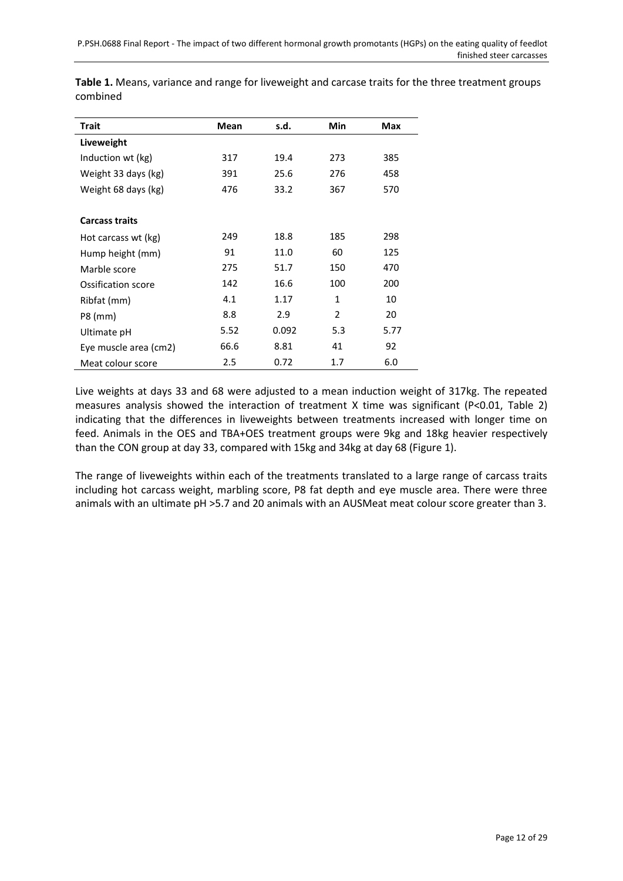**Table 1.** Means, variance and range for liveweight and carcase traits for the three treatment groups combined

| Trait | Mean | s.d. | Min | Max |
|---|---|---|---|---|
| **Liveweight** | | | | |
| Induction wt (kg) | 317 | 19.4 | 273 | 385 |
| Weight 33 days (kg) | 391 | 25.6 | 276 | 458 |
| Weight 68 days (kg) | 476 | 33.2 | 367 | 570 |
| | | | | |
| **Carcass traits** | | | | |
| Hot carcass wt (kg) | 249 | 18.8 | 185 | 298 |
| Hump height (mm) | 91 | 11.0 | 60 | 125 |
| Marble score | 275 | 51.7 | 150 | 470 |
| Ossification score | 142 | 16.6 | 100 | 200 |
| Ribfat (mm) | 4.1 | 1.17 | 1 | 10 |
| P8 (mm) | 8.8 | 2.9 | 2 | 20 |
| Ultimate pH | 5.52 | 0.092 | 5.3 | 5.77 |
| Eye muscle area (cm2) | 66.6 | 8.81 | 41 | 92 |
| Meat colour score | 2.5 | 0.72 | 1.7 | 6.0 |

Live weights at days 33 and 68 were adjusted to a mean induction weight of 317kg. The repeated measures analysis showed the interaction of treatment X time was significant (P<0.01, Table 2) indicating that the differences in liveweights between treatments increased with longer time on feed. Animals in the OES and TBA+OES treatment groups were 9kg and 18kg heavier respectively than the CON group at day 33, compared with 15kg and 34kg at day 68 (Figure 1).

The range of liveweights within each of the treatments translated to a large range of carcass traits including hot carcass weight, marbling score, P8 fat depth and eye muscle area. There were three animals with an ultimate pH >5.7 and 20 animals with an AUSMeat meat colour score greater than 3.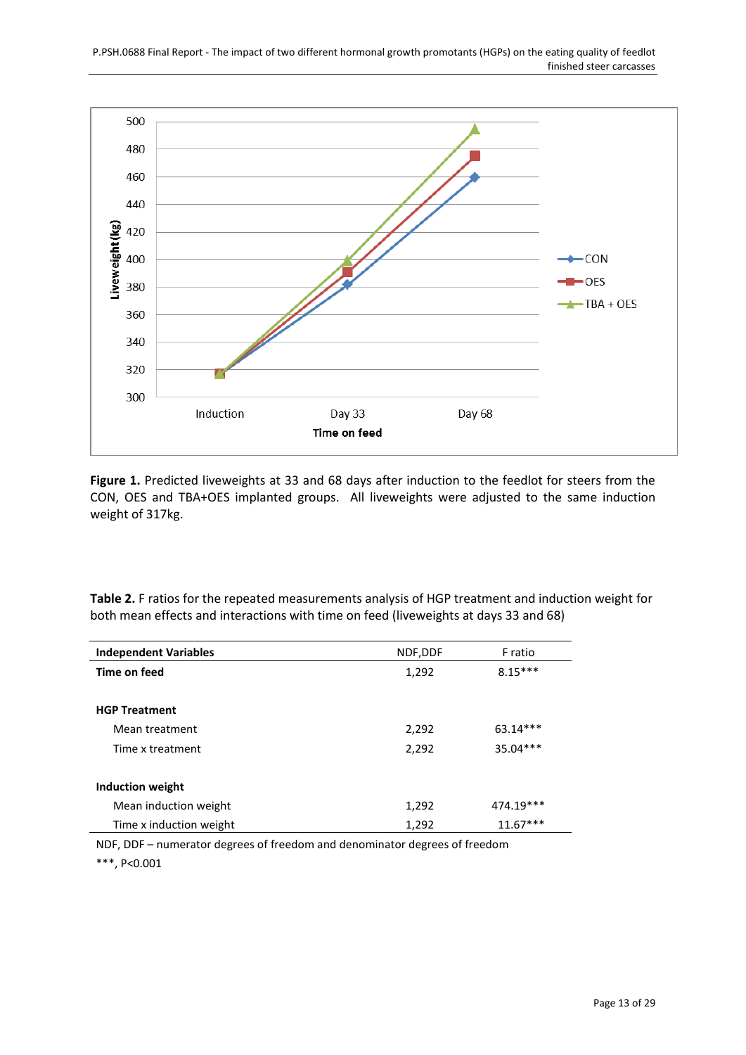**Figure 1.** Predicted liveweights at 33 and 68 days after induction to the feedlot for steers from the CON, OES and TBA+OES implanted groups. All liveweights were adjusted to the same induction weight of 317kg.

**Table 2.** F ratios for the repeated measurements analysis of HGP treatment and induction weight for both mean effects and interactions with time on feed (liveweights at days 33 and 68)

| Independent Variables | NDF,DDF | F ratio |
|---|---|---|
| **Time on feed** | 1,292 | 8.15*** |
| | | |
| **HGP Treatment** | | |
| Mean treatment | 2,292 | 63.14*** |
| Time x treatment | 2,292 | 35.04*** |
| | | |
| **Induction weight** | | |
| Mean induction weight | 1,292 | 474.19*** |
| Time x induction weight | 1,292 | 11.67*** |

NDF, DDF – numerator degrees of freedom and denominator degrees of freedom

***, P<0.001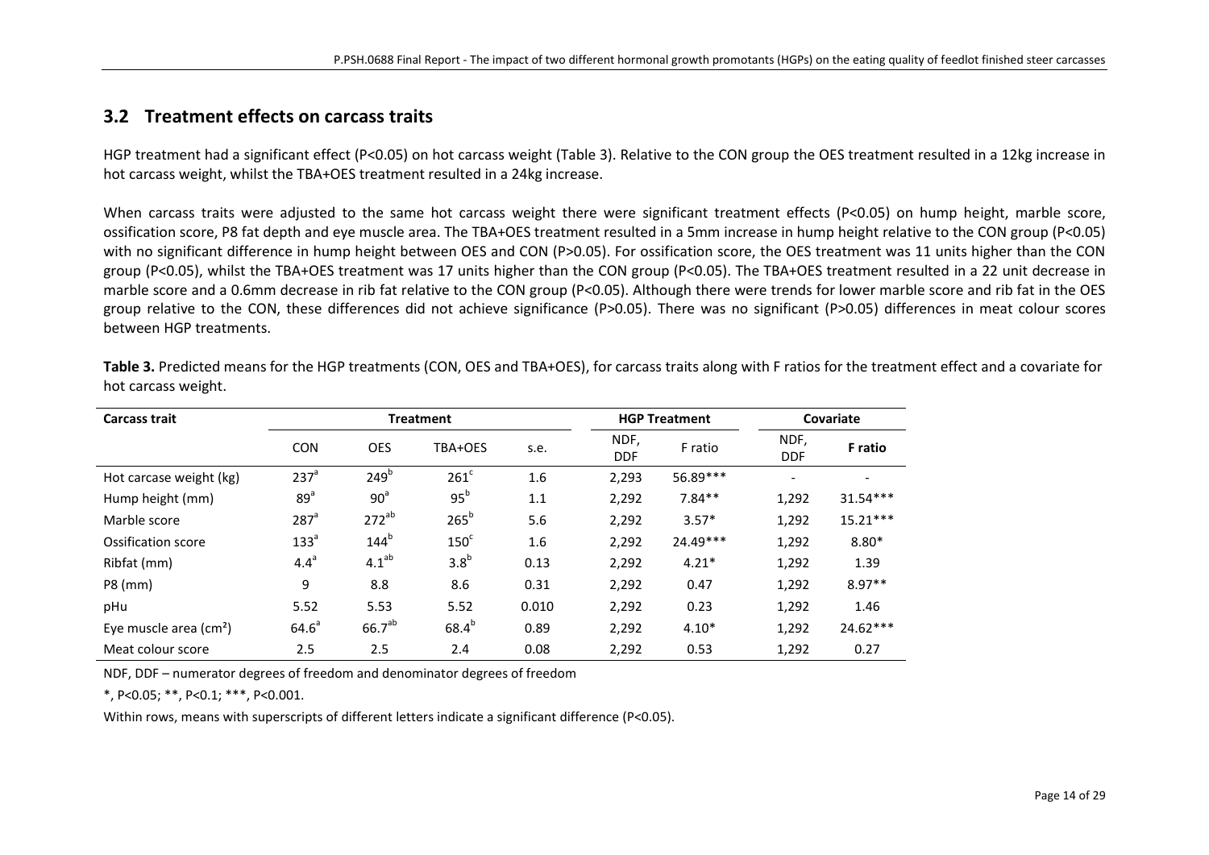## 3.2 Treatment effects on carcass traits

HGP treatment had a significant effect (P<0.05) on hot carcass weight (Table 3). Relative to the CON group the OES treatment resulted in a 12kg increase in hot carcass weight, whilst the TBA+OES treatment resulted in a 24kg increase.

When carcass traits were adjusted to the same hot carcass weight there were significant treatment effects (P<0.05) on hump height, marble score, ossification score, P8 fat depth and eye muscle area. The TBA+OES treatment resulted in a 5mm increase in hump height relative to the CON group (P<0.05) with no significant difference in hump height between OES and CON (P>0.05). For ossification score, the OES treatment was 11 units higher than the CON group (P<0.05), whilst the TBA+OES treatment was 17 units higher than the CON group (P<0.05). The TBA+OES treatment resulted in a 22 unit decrease in marble score and a 0.6mm decrease in rib fat relative to the CON group (P<0.05). Although there were trends for lower marble score and rib fat in the OES group relative to the CON, these differences did not achieve significance (P>0.05). There was no significant (P>0.05) differences in meat colour scores between HGP treatments.

**Table 3.** Predicted means for the HGP treatments (CON, OES and TBA+OES), for carcass traits along with F ratios for the treatment effect and a covariate for hot carcass weight.

| Carcass trait | Treatment | | | | HGP Treatment | | Covariate | |
|---|---|---|---|---|---|---|---|---|
| | CON | OES | TBA+OES | s.e. | NDF, DDF | F ratio | NDF, DDF | **F ratio** |
| Hot carcase weight (kg) | $237^{a}$ | $249^{b}$ | $261^{c}$ | 1.6 | 2,293 | 56.89*** | - | - |
| Hump height (mm) | $89^{a}$ | $90^{a}$ | $95^{b}$ | 1.1 | 2,292 | 7.84** | 1,292 | 31.54*** |
| Marble score | $287^{a}$ | $272^{ab}$ | $265^{b}$ | 5.6 | 2,292 | 3.57* | 1,292 | 15.21*** |
| Ossification score | $133^{a}$ | $144^{b}$ | $150^{c}$ | 1.6 | 2,292 | 24.49*** | 1,292 | 8.80* |
| Ribfat (mm) | $4.4^{a}$ | $4.1^{ab}$ | $3.8^{b}$ | 0.13 | 2,292 | 4.21* | 1,292 | 1.39 |
| P8 (mm) | 9 | 8.8 | 8.6 | 0.31 | 2,292 | 0.47 | 1,292 | 8.97** |
| pHu | 5.52 | 5.53 | 5.52 | 0.010 | 2,292 | 0.23 | 1,292 | 1.46 |
| Eye muscle area ($cm^2$) | $64.6^{a}$ | $66.7^{ab}$ | $68.4^{b}$ | 0.89 | 2,292 | 4.10* | 1,292 | 24.62*** |
| Meat colour score | 2.5 | 2.5 | 2.4 | 0.08 | 2,292 | 0.53 | 1,292 | 0.27 |

NDF, DDF – numerator degrees of freedom and denominator degrees of freedom

*, P<0.05; **, P<0.1; ***, P<0.001.

Within rows, means with superscripts of different letters indicate a significant difference (P<0.05).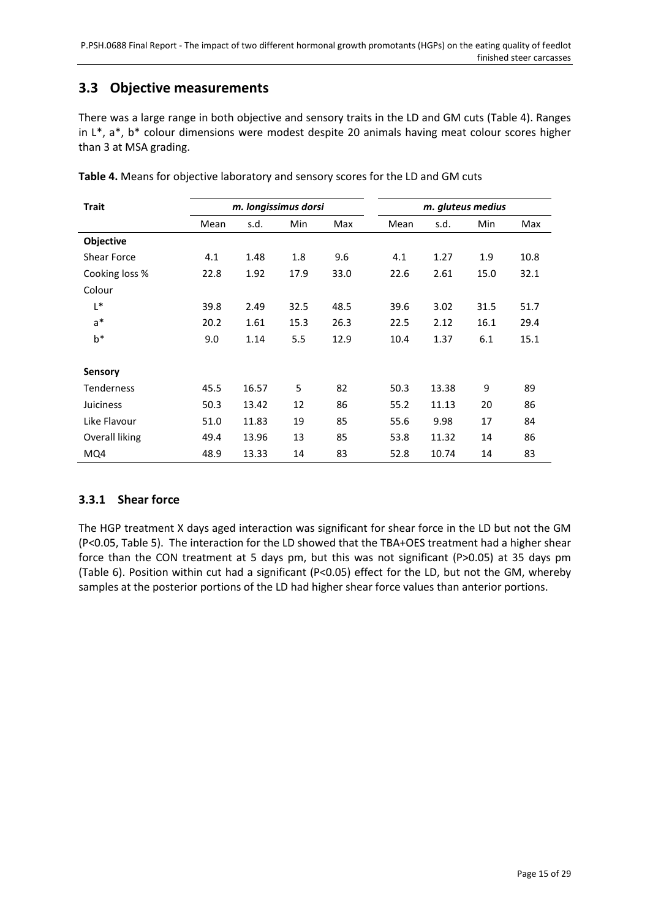## 3.3 Objective measurements

There was a large range in both objective and sensory traits in the LD and GM cuts (Table 4). Ranges in L*, a*, b* colour dimensions were modest despite 20 animals having meat colour scores higher than 3 at MSA grading.

**Table 4.** Means for objective laboratory and sensory scores for the LD and GM cuts

| Trait | *m. longissimus dorsi* | | | | *m. gluteus medius* | | | |
|---|---|---|---|---|---|---|---|---|
| | Mean | s.d. | Min | Max | Mean | s.d. | Min | Max |
| **Objective** | | | | | | | | |
| Shear Force | 4.1 | 1.48 | 1.8 | 9.6 | 4.1 | 1.27 | 1.9 | 10.8 |
| Cooking loss % | 22.8 | 1.92 | 17.9 | 33.0 | 22.6 | 2.61 | 15.0 | 32.1 |
| Colour | | | | | | | | |
| L* | 39.8 | 2.49 | 32.5 | 48.5 | 39.6 | 3.02 | 31.5 | 51.7 |
| a* | 20.2 | 1.61 | 15.3 | 26.3 | 22.5 | 2.12 | 16.1 | 29.4 |
| b* | 9.0 | 1.14 | 5.5 | 12.9 | 10.4 | 1.37 | 6.1 | 15.1 |
| **Sensory** | | | | | | | | |
| Tenderness | 45.5 | 16.57 | 5 | 82 | 50.3 | 13.38 | 9 | 89 |
| Juiciness | 50.3 | 13.42 | 12 | 86 | 55.2 | 11.13 | 20 | 86 |
| Like Flavour | 51.0 | 11.83 | 19 | 85 | 55.6 | 9.98 | 17 | 84 |
| Overall liking | 49.4 | 13.96 | 13 | 85 | 53.8 | 11.32 | 14 | 86 |
| MQ4 | 48.9 | 13.33 | 14 | 83 | 52.8 | 10.74 | 14 | 83 |

### 3.3.1 Shear force

The HGP treatment X days aged interaction was significant for shear force in the LD but not the GM ($P<0.05$, Table 5). The interaction for the LD showed that the TBA+OES treatment had a higher shear force than the CON treatment at 5 days pm, but this was not significant ($P>0.05$) at 35 days pm (Table 6). Position within cut had a significant ($P<0.05$) effect for the LD, but not the GM, whereby samples at the posterior portions of the LD had higher shear force values than anterior portions.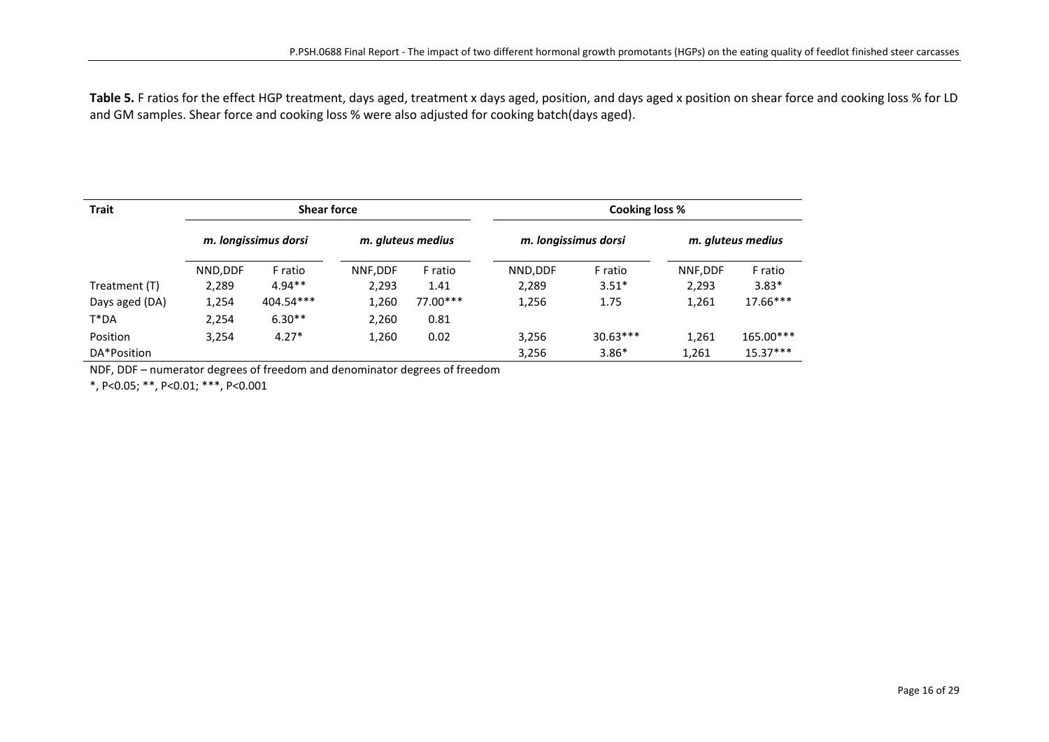**Table 5.** F ratios for the effect HGP treatment, days aged, treatment x days aged, position, and days aged x position on shear force and cooking loss % for LD and GM samples. Shear force and cooking loss % were also adjusted for cooking batch(days aged).

| Trait | Shear force | | | | Cooking loss % | | | |
|---|---|---|---|---|---|---|---|---|
| | *m. longissimus dorsi* | | *m. gluteus medius* | | *m. longissimus dorsi* | | *m. gluteus medius* | |
| | NND,DDF | F ratio | NNF,DDF | F ratio | NND,DDF | F ratio | NNF,DDF | F ratio |
| Treatment (T) | 2,289 | 4.94** | 2,293 | 1.41 | 2,289 | 3.51* | 2,293 | 3.83* |
| Days aged (DA) | 1,254 | 404.54*** | 1,260 | 77.00*** | 1,256 | 1.75 | 1,261 | 17.66*** |
| T*DA | 2,254 | 6.30** | 2,260 | 0.81 | | | | |
| Position | 3,254 | 4.27* | 1,260 | 0.02 | 3,256 | 30.63*** | 1,261 | 165.00*** |
| DA*Position | | | | | 3,256 | 3.86* | 1,261 | 15.37*** |

NDF, DDF – numerator degrees of freedom and denominator degrees of freedom

*, P<0.05; **, P<0.01; ***, P<0.001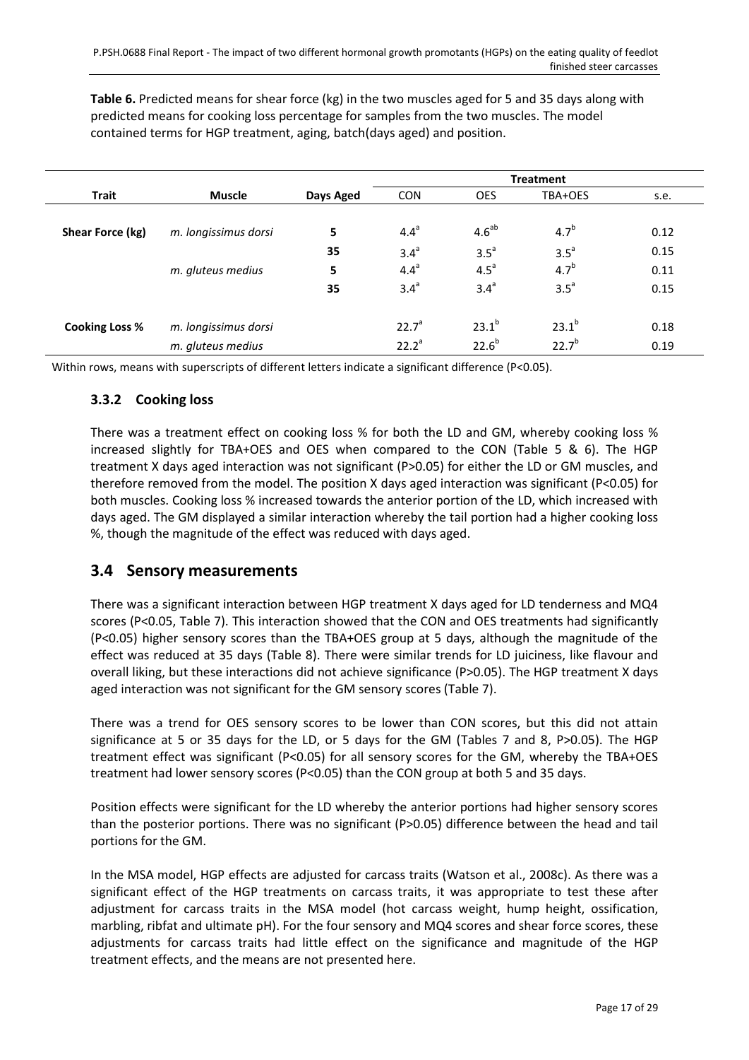**Table 6.** Predicted means for shear force (kg) in the two muscles aged for 5 and 35 days along with predicted means for cooking loss percentage for samples from the two muscles. The model contained terms for HGP treatment, aging, batch(days aged) and position.

| Trait | Muscle | Days Aged | Treatment | | | |
|---|---|---|---|---|---|---|
| | | | CON | OES | TBA+OES | s.e. |
| **Shear Force (kg)** | *m. longissimus dorsi* | **5** | $4.4^{a}$ | $4.6^{ab}$ | $4.7^{b}$ | 0.12 |
| | | **35** | $3.4^{a}$ | $3.5^{a}$ | $3.5^{a}$ | 0.15 |
| | *m. gluteus medius* | **5** | $4.4^{a}$ | $4.5^{a}$ | $4.7^{b}$ | 0.11 |
| | | **35** | $3.4^{a}$ | $3.4^{a}$ | $3.5^{a}$ | 0.15 |
| **Cooking Loss %** | *m. longissimus dorsi* | | $22.7^{a}$ | $23.1^{b}$ | $23.1^{b}$ | 0.18 |
| | *m. gluteus medius* | | $22.2^{a}$ | $22.6^{b}$ | $22.7^{b}$ | 0.19 |

Within rows, means with superscripts of different letters indicate a significant difference ($P<0.05$).

### 3.3.2 Cooking loss

There was a treatment effect on cooking loss % for both the LD and GM, whereby cooking loss % increased slightly for TBA+OES and OES when compared to the CON (Table 5 & 6). The HGP treatment X days aged interaction was not significant ($P>0.05$) for either the LD or GM muscles, and therefore removed from the model. The position X days aged interaction was significant ($P<0.05$) for both muscles. Cooking loss % increased towards the anterior portion of the LD, which increased with days aged. The GM displayed a similar interaction whereby the tail portion had a higher cooking loss %, though the magnitude of the effect was reduced with days aged.

## 3.4 Sensory measurements

There was a significant interaction between HGP treatment X days aged for LD tenderness and MQ4 scores ($P<0.05$, Table 7). This interaction showed that the CON and OES treatments had significantly ($P<0.05$) higher sensory scores than the TBA+OES group at 5 days, although the magnitude of the effect was reduced at 35 days (Table 8). There were similar trends for LD juiciness, like flavour and overall liking, but these interactions did not achieve significance ($P>0.05$). The HGP treatment X days aged interaction was not significant for the GM sensory scores (Table 7).

There was a trend for OES sensory scores to be lower than CON scores, but this did not attain significance at 5 or 35 days for the LD, or 5 days for the GM (Tables 7 and 8, $P>0.05$). The HGP treatment effect was significant ($P<0.05$) for all sensory scores for the GM, whereby the TBA+OES treatment had lower sensory scores ($P<0.05$) than the CON group at both 5 and 35 days.

Position effects were significant for the LD whereby the anterior portions had higher sensory scores than the posterior portions. There was no significant ($P>0.05$) difference between the head and tail portions for the GM.

In the MSA model, HGP effects are adjusted for carcass traits (Watson et al., 2008c). As there was a significant effect of the HGP treatments on carcass traits, it was appropriate to test these after adjustment for carcass traits in the MSA model (hot carcass weight, hump height, ossification, marbling, ribfat and ultimate pH). For the four sensory and MQ4 scores and shear force scores, these adjustments for carcass traits had little effect on the significance and magnitude of the HGP treatment effects, and the means are not presented here.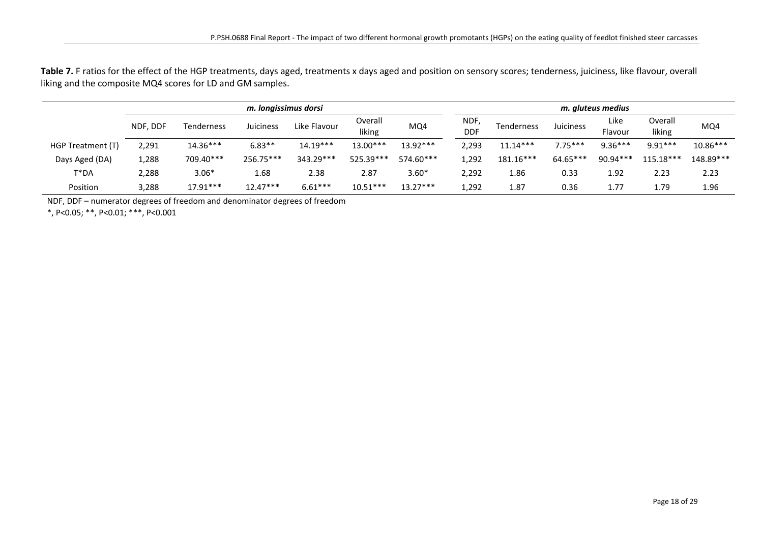**Table 7.** F ratios for the effect of the HGP treatments, days aged, treatments x days aged and position on sensory scores; tenderness, juiciness, like flavour, overall liking and the composite MQ4 scores for LD and GM samples.

| | *m. longissimus dorsi* | | | | | | *m. gluteus medius* | | | | | |
|---|---|---|---|---|---|---|---|---|---|---|---|---|
| | NDF, DDF | Tenderness | Juiciness | Like Flavour | Overall liking | MQ4 | NDF, DDF | Tenderness | Juiciness | Like Flavour | Overall liking | MQ4 |
| HGP Treatment (T) | 2,291 | 14.36*** | 6.83** | 14.19*** | 13.00*** | 13.92*** | 2,293 | 11.14*** | 7.75*** | 9.36*** | 9.91*** | 10.86*** |
| Days Aged (DA) | 1,288 | 709.40*** | 256.75*** | 343.29*** | 525.39*** | 574.60*** | 1,292 | 181.16*** | 64.65*** | 90.94*** | 115.18*** | 148.89*** |
| T*DA | 2,288 | 3.06* | 1.68 | 2.38 | 2.87 | 3.60* | 2,292 | 1.86 | 0.33 | 1.92 | 2.23 | 2.23 |
| Position | 3,288 | 17.91*** | 12.47*** | 6.61*** | 10.51*** | 13.27*** | 1,292 | 1.87 | 0.36 | 1.77 | 1.79 | 1.96 |

NDF, DDF – numerator degrees of freedom and denominator degrees of freedom

*, $P<0.05$; **, $P<0.01$; ***, $P<0.001$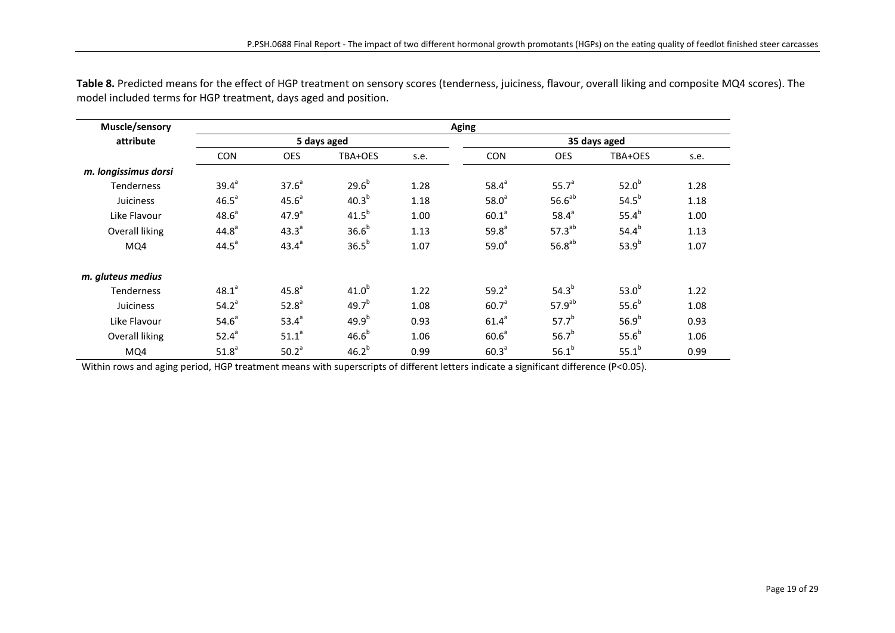**Table 8.** Predicted means for the effect of HGP treatment on sensory scores (tenderness, juiciness, flavour, overall liking and composite MQ4 scores). The model included terms for HGP treatment, days aged and position.

| Muscle/sensory attribute | Aging | | | | | | | |
|---|---|---|---|---|---|---|---|---|
| | 5 days aged | | | | 35 days aged | | | |
| | CON | OES | TBA+OES | s.e. | CON | OES | TBA+OES | s.e. |
| ***m. longissimus dorsi*** | | | | | | | | |
| Tenderness | $39.4^{a}$ | $37.6^{a}$ | $29.6^{b}$ | 1.28 | $58.4^{a}$ | $55.7^{a}$ | $52.0^{b}$ | 1.28 |
| Juiciness | $46.5^{a}$ | $45.6^{a}$ | $40.3^{b}$ | 1.18 | $58.0^{a}$ | $56.6^{ab}$ | $54.5^{b}$ | 1.18 |
| Like Flavour | $48.6^{a}$ | $47.9^{a}$ | $41.5^{b}$ | 1.00 | $60.1^{a}$ | $58.4^{a}$ | $55.4^{b}$ | 1.00 |
| Overall liking | $44.8^{a}$ | $43.3^{a}$ | $36.6^{b}$ | 1.13 | $59.8^{a}$ | $57.3^{ab}$ | $54.4^{b}$ | 1.13 |
| MQ4 | $44.5^{a}$ | $43.4^{a}$ | $36.5^{b}$ | 1.07 | $59.0^{a}$ | $56.8^{ab}$ | $53.9^{b}$ | 1.07 |
| ***m. gluteus medius*** | | | | | | | | |
| Tenderness | $48.1^{a}$ | $45.8^{a}$ | $41.0^{b}$ | 1.22 | $59.2^{a}$ | $54.3^{b}$ | $53.0^{b}$ | 1.22 |
| Juiciness | $54.2^{a}$ | $52.8^{a}$ | $49.7^{b}$ | 1.08 | $60.7^{a}$ | $57.9^{ab}$ | $55.6^{b}$ | 1.08 |
| Like Flavour | $54.6^{a}$ | $53.4^{a}$ | $49.9^{b}$ | 0.93 | $61.4^{a}$ | $57.7^{b}$ | $56.9^{b}$ | 0.93 |
| Overall liking | $52.4^{a}$ | $51.1^{a}$ | $46.6^{b}$ | 1.06 | $60.6^{a}$ | $56.7^{b}$ | $55.6^{b}$ | 1.06 |
| MQ4 | $51.8^{a}$ | $50.2^{a}$ | $46.2^{b}$ | 0.99 | $60.3^{a}$ | $56.1^{b}$ | $55.1^{b}$ | 0.99 |

Within rows and aging period, HGP treatment means with superscripts of different letters indicate a significant difference ($P<0.05$).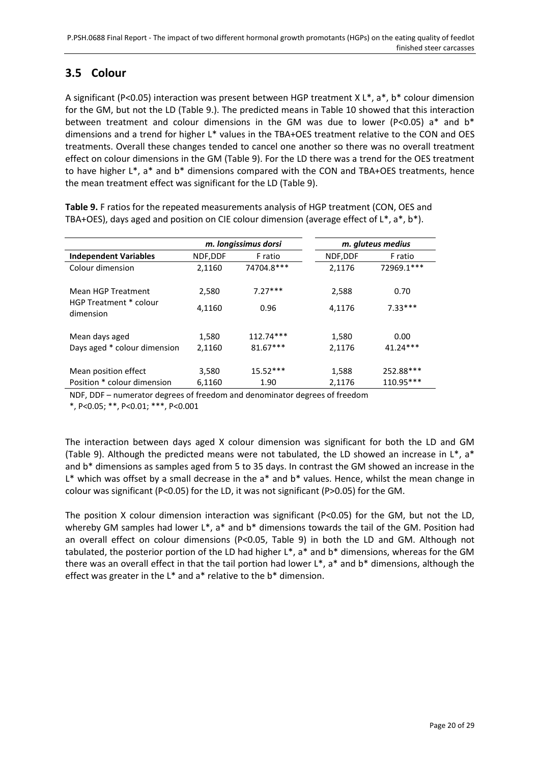## 3.5 Colour

A significant ($P<0.05$) interaction was present between HGP treatment X L*, a*, b* colour dimension for the GM, but not the LD (Table 9.). The predicted means in Table 10 showed that this interaction between treatment and colour dimensions in the GM was due to lower ($P<0.05$) a* and b* dimensions and a trend for higher L* values in the TBA+OES treatment relative to the CON and OES treatments. Overall these changes tended to cancel one another so there was no overall treatment effect on colour dimensions in the GM (Table 9). For the LD there was a trend for the OES treatment to have higher L*, a* and b* dimensions compared with the CON and TBA+OES treatments, hence the mean treatment effect was significant for the LD (Table 9).

**Table 9.** F ratios for the repeated measurements analysis of HGP treatment (CON, OES and TBA+OES), days aged and position on CIE colour dimension (average effect of L*, a*, b*).

| | *m. longissimus dorsi* | | *m. gluteus medius* | |
|---|---|---|---|---|
| **Independent Variables** | NDF,DDF | F ratio | NDF,DDF | F ratio |
| Colour dimension | 2,1160 | 74704.8*** | 2,1176 | 72969.1*** |
| Mean HGP Treatment | 2,580 | 7.27*** | 2,588 | 0.70 |
| HGP Treatment * colour dimension | 4,1160 | 0.96 | 4,1176 | 7.33*** |
| Mean days aged | 1,580 | 112.74*** | 1,580 | 0.00 |
| Days aged * colour dimension | 2,1160 | 81.67*** | 2,1176 | 41.24*** |
| Mean position effect | 3,580 | 15.52*** | 1,588 | 252.88*** |
| Position * colour dimension | 6,1160 | 1.90 | 2,1176 | 110.95*** |

NDF, DDF – numerator degrees of freedom and denominator degrees of freedom

*, $P<0.05$; **, $P<0.01$; ***, $P<0.001$

The interaction between days aged X colour dimension was significant for both the LD and GM (Table 9). Although the predicted means were not tabulated, the LD showed an increase in L*, a* and b* dimensions as samples aged from 5 to 35 days. In contrast the GM showed an increase in the L* which was offset by a small decrease in the a* and b* values. Hence, whilst the mean change in colour was significant ($P<0.05$) for the LD, it was not significant ($P>0.05$) for the GM.

The position X colour dimension interaction was significant ($P<0.05$) for the GM, but not the LD, whereby GM samples had lower L*, a* and b* dimensions towards the tail of the GM. Position had an overall effect on colour dimensions ($P<0.05$, Table 9) in both the LD and GM. Although not tabulated, the posterior portion of the LD had higher L*, a* and b* dimensions, whereas for the GM there was an overall effect in that the tail portion had lower L*, a* and b* dimensions, although the effect was greater in the L* and a* relative to the b* dimension.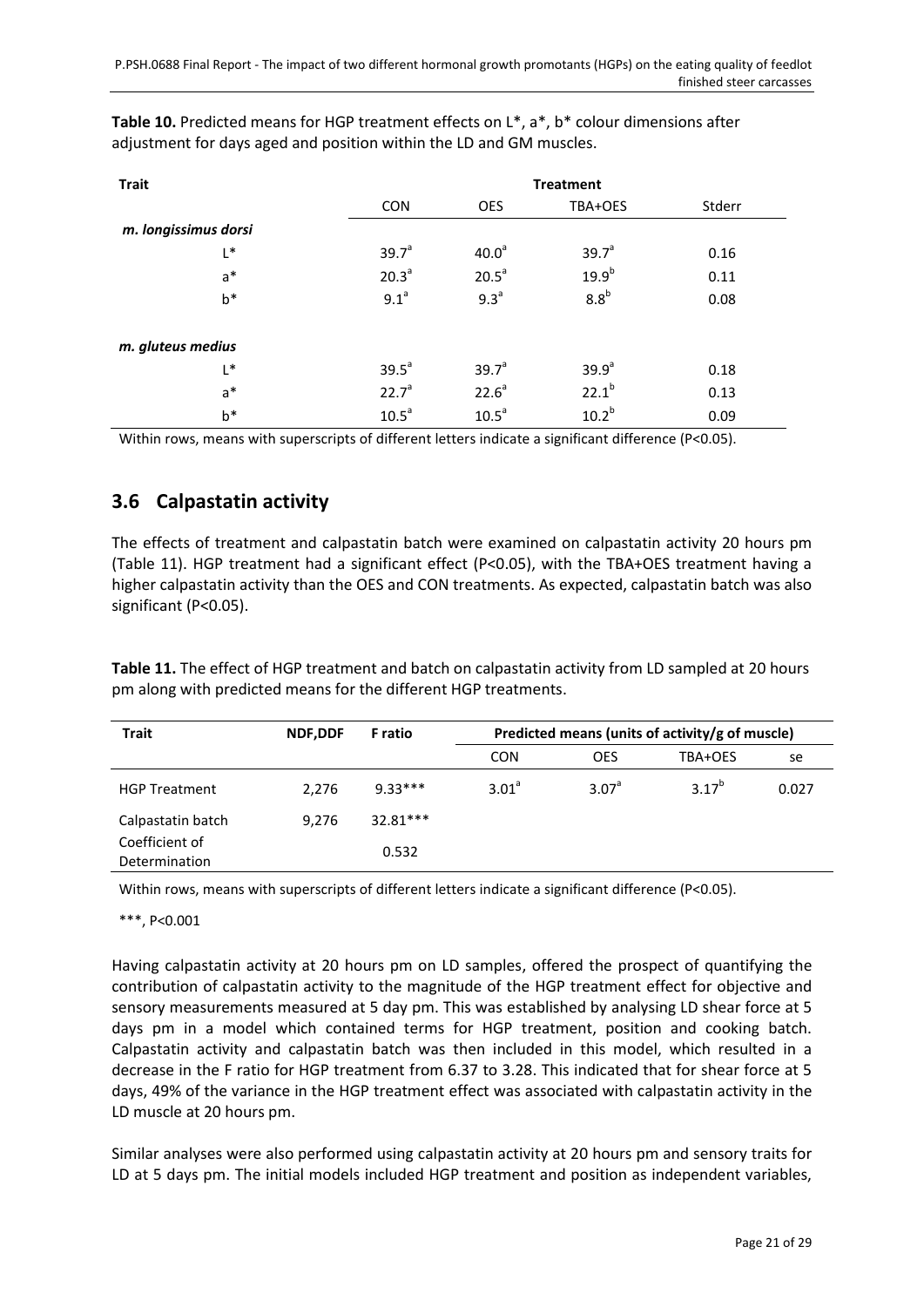**Table 10.** Predicted means for HGP treatment effects on L*, a*, b* colour dimensions after adjustment for days aged and position within the LD and GM muscles.

| Trait | Treatment | | | |
|---|---|---|---|---|
| | CON | OES | TBA+OES | Stderr |
| *m. longissimus dorsi* | | | | |
| L* | $39.7^a$ | $40.0^a$ | $39.7^a$ | 0.16 |
| a* | $20.3^a$ | $20.5^a$ | $19.9^b$ | 0.11 |
| b* | $9.1^a$ | $9.3^a$ | $8.8^b$ | 0.08 |
| *m. gluteus medius* | | | | |
| L* | $39.5^a$ | $39.7^a$ | $39.9^a$ | 0.18 |
| a* | $22.7^a$ | $22.6^a$ | $22.1^b$ | 0.13 |
| b* | $10.5^a$ | $10.5^a$ | $10.2^b$ | 0.09 |

Within rows, means with superscripts of different letters indicate a significant difference (P<0.05).

## 3.6 Calpastatin activity

The effects of treatment and calpastatin batch were examined on calpastatin activity 20 hours pm (Table 11). HGP treatment had a significant effect (P<0.05), with the TBA+OES treatment having a higher calpastatin activity than the OES and CON treatments. As expected, calpastatin batch was also significant (P<0.05).

**Table 11.** The effect of HGP treatment and batch on calpastatin activity from LD sampled at 20 hours pm along with predicted means for the different HGP treatments.

| Trait | NDF,DDF | F ratio | Predicted means (units of activity/g of muscle) | | | |
|---|---|---|---|---|---|---|
| | | | CON | OES | TBA+OES | se |
| HGP Treatment | 2,276 | 9.33*** | $3.01^a$ | $3.07^a$ | $3.17^b$ | 0.027 |
| Calpastatin batch | 9,276 | 32.81*** | | | | |
| Coefficient of Determination | | 0.532 | | | | |

Within rows, means with superscripts of different letters indicate a significant difference (P<0.05).

***, P<0.001

Having calpastatin activity at 20 hours pm on LD samples, offered the prospect of quantifying the contribution of calpastatin activity to the magnitude of the HGP treatment effect for objective and sensory measurements measured at 5 day pm. This was established by analysing LD shear force at 5 days pm in a model which contained terms for HGP treatment, position and cooking batch. Calpastatin activity and calpastatin batch was then included in this model, which resulted in a decrease in the F ratio for HGP treatment from 6.37 to 3.28. This indicated that for shear force at 5 days, 49% of the variance in the HGP treatment effect was associated with calpastatin activity in the LD muscle at 20 hours pm.

Similar analyses were also performed using calpastatin activity at 20 hours pm and sensory traits for LD at 5 days pm. The initial models included HGP treatment and position as independent variables,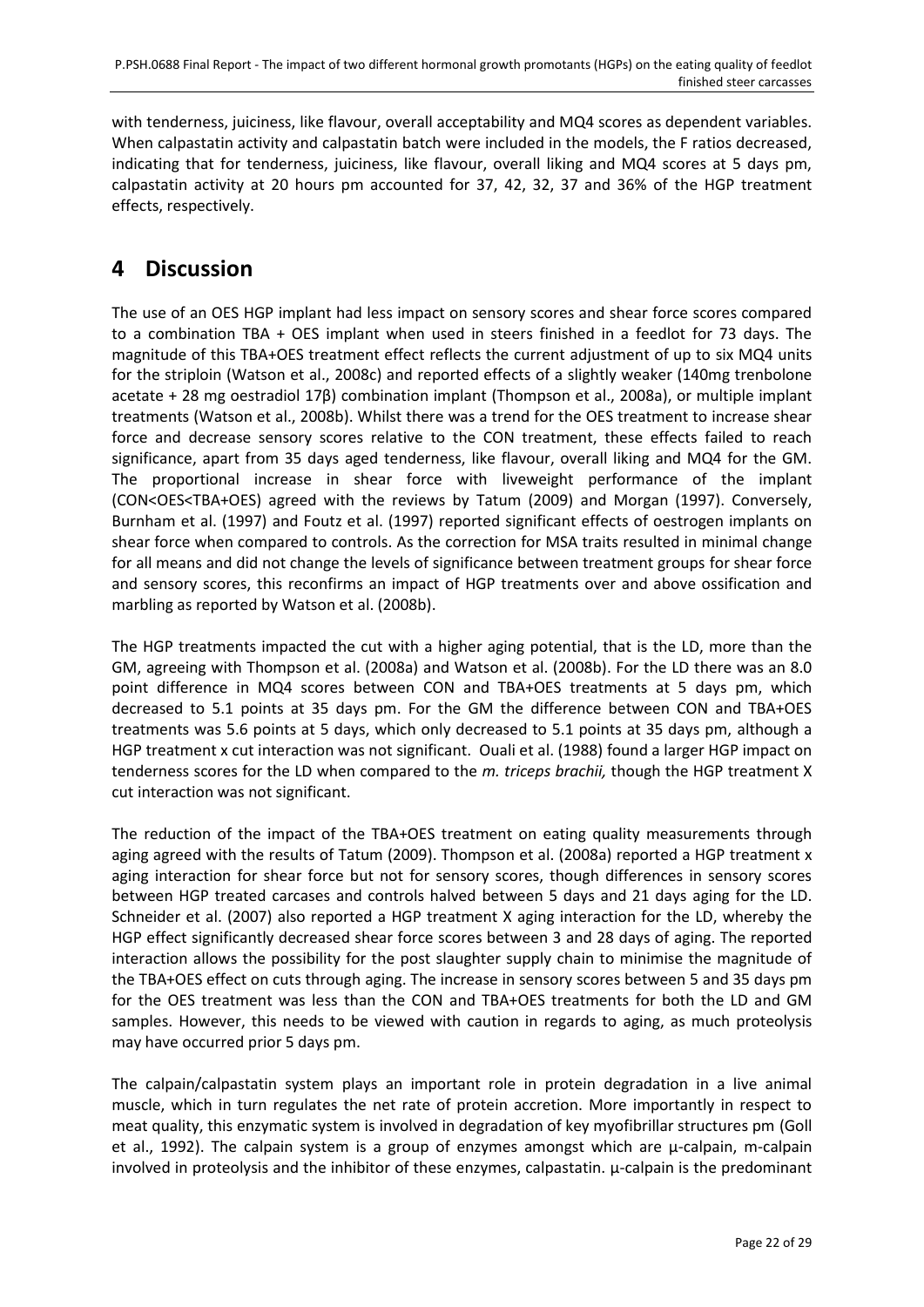with tenderness, juiciness, like flavour, overall acceptability and MQ4 scores as dependent variables. When calpastatin activity and calpastatin batch were included in the models, the F ratios decreased, indicating that for tenderness, juiciness, like flavour, overall liking and MQ4 scores at 5 days pm, calpastatin activity at 20 hours pm accounted for 37, 42, 32, 37 and 36% of the HGP treatment effects, respectively.

# 4 Discussion

The use of an OES HGP implant had less impact on sensory scores and shear force scores compared to a combination TBA + OES implant when used in steers finished in a feedlot for 73 days. The magnitude of this TBA+OES treatment effect reflects the current adjustment of up to six MQ4 units for the striploin (Watson et al., 2008c) and reported effects of a slightly weaker (140mg trenbolone acetate + 28 mg oestradiol 17β) combination implant (Thompson et al., 2008a), or multiple implant treatments (Watson et al., 2008b). Whilst there was a trend for the OES treatment to increase shear force and decrease sensory scores relative to the CON treatment, these effects failed to reach significance, apart from 35 days aged tenderness, like flavour, overall liking and MQ4 for the GM. The proportional increase in shear force with liveweight performance of the implant (CON<OES<TBA+OES) agreed with the reviews by Tatum (2009) and Morgan (1997). Conversely, Burnham et al. (1997) and Foutz et al. (1997) reported significant effects of oestrogen implants on shear force when compared to controls. As the correction for MSA traits resulted in minimal change for all means and did not change the levels of significance between treatment groups for shear force and sensory scores, this reconfirms an impact of HGP treatments over and above ossification and marbling as reported by Watson et al. (2008b).

The HGP treatments impacted the cut with a higher aging potential, that is the LD, more than the GM, agreeing with Thompson et al. (2008a) and Watson et al. (2008b). For the LD there was an 8.0 point difference in MQ4 scores between CON and TBA+OES treatments at 5 days pm, which decreased to 5.1 points at 35 days pm. For the GM the difference between CON and TBA+OES treatments was 5.6 points at 5 days, which only decreased to 5.1 points at 35 days pm, although a HGP treatment x cut interaction was not significant. Ouali et al. (1988) found a larger HGP impact on tenderness scores for the LD when compared to the *m. triceps brachii,* though the HGP treatment X cut interaction was not significant.

The reduction of the impact of the TBA+OES treatment on eating quality measurements through aging agreed with the results of Tatum (2009). Thompson et al. (2008a) reported a HGP treatment x aging interaction for shear force but not for sensory scores, though differences in sensory scores between HGP treated carcases and controls halved between 5 days and 21 days aging for the LD. Schneider et al. (2007) also reported a HGP treatment X aging interaction for the LD, whereby the HGP effect significantly decreased shear force scores between 3 and 28 days of aging. The reported interaction allows the possibility for the post slaughter supply chain to minimise the magnitude of the TBA+OES effect on cuts through aging. The increase in sensory scores between 5 and 35 days pm for the OES treatment was less than the CON and TBA+OES treatments for both the LD and GM samples. However, this needs to be viewed with caution in regards to aging, as much proteolysis may have occurred prior 5 days pm.

The calpain/calpastatin system plays an important role in protein degradation in a live animal muscle, which in turn regulates the net rate of protein accretion. More importantly in respect to meat quality, this enzymatic system is involved in degradation of key myofibrillar structures pm (Goll et al., 1992). The calpain system is a group of enzymes amongst which are μ-calpain, m-calpain involved in proteolysis and the inhibitor of these enzymes, calpastatin. μ-calpain is the predominant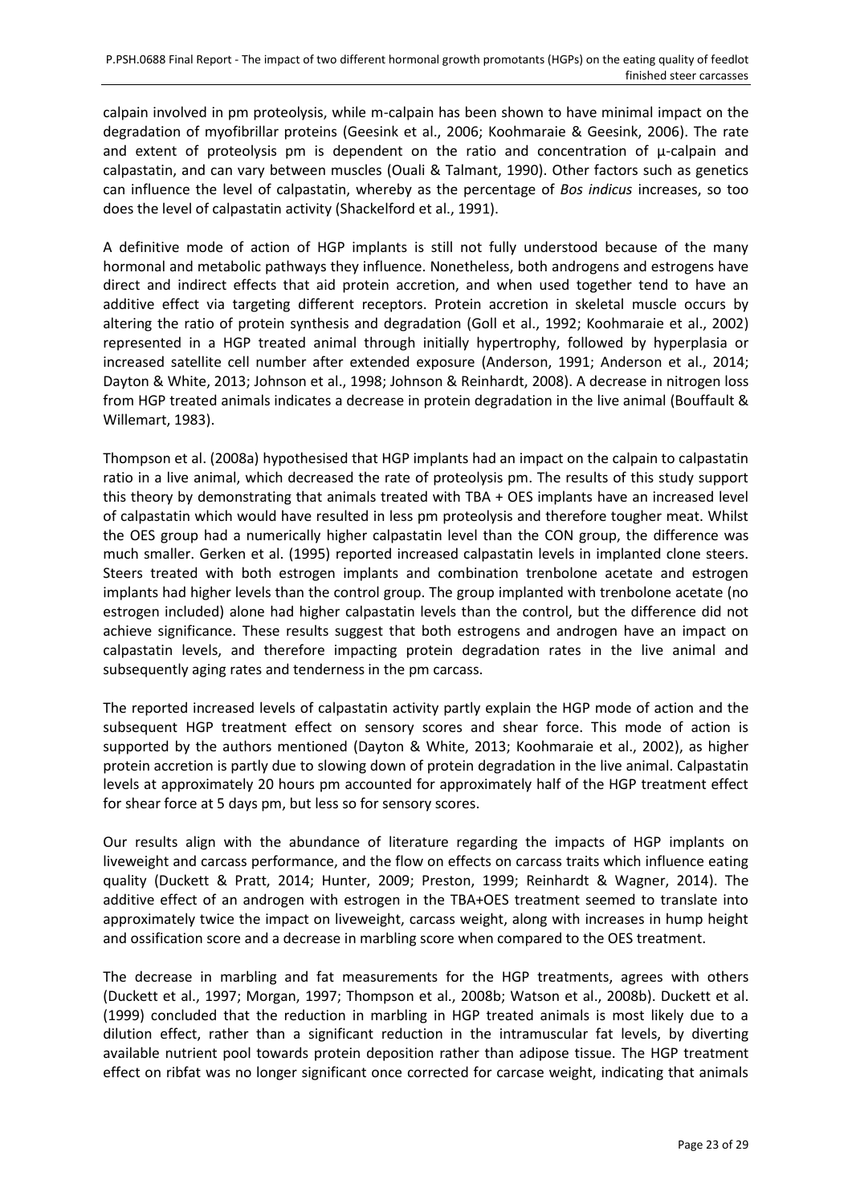calpain involved in pm proteolysis, while m-calpain has been shown to have minimal impact on the degradation of myofibrillar proteins (Geesink et al., 2006; Koohmaraie & Geesink, 2006). The rate and extent of proteolysis pm is dependent on the ratio and concentration of µ-calpain and calpastatin, and can vary between muscles (Ouali & Talmant, 1990). Other factors such as genetics can influence the level of calpastatin, whereby as the percentage of *Bos indicus* increases, so too does the level of calpastatin activity (Shackelford et al., 1991).

A definitive mode of action of HGP implants is still not fully understood because of the many hormonal and metabolic pathways they influence. Nonetheless, both androgens and estrogens have direct and indirect effects that aid protein accretion, and when used together tend to have an additive effect via targeting different receptors. Protein accretion in skeletal muscle occurs by altering the ratio of protein synthesis and degradation (Goll et al., 1992; Koohmaraie et al., 2002) represented in a HGP treated animal through initially hypertrophy, followed by hyperplasia or increased satellite cell number after extended exposure (Anderson, 1991; Anderson et al., 2014; Dayton & White, 2013; Johnson et al., 1998; Johnson & Reinhardt, 2008). A decrease in nitrogen loss from HGP treated animals indicates a decrease in protein degradation in the live animal (Bouffault & Willemart, 1983).

Thompson et al. (2008a) hypothesised that HGP implants had an impact on the calpain to calpastatin ratio in a live animal, which decreased the rate of proteolysis pm. The results of this study support this theory by demonstrating that animals treated with TBA + OES implants have an increased level of calpastatin which would have resulted in less pm proteolysis and therefore tougher meat. Whilst the OES group had a numerically higher calpastatin level than the CON group, the difference was much smaller. Gerken et al. (1995) reported increased calpastatin levels in implanted clone steers. Steers treated with both estrogen implants and combination trenbolone acetate and estrogen implants had higher levels than the control group. The group implanted with trenbolone acetate (no estrogen included) alone had higher calpastatin levels than the control, but the difference did not achieve significance. These results suggest that both estrogens and androgen have an impact on calpastatin levels, and therefore impacting protein degradation rates in the live animal and subsequently aging rates and tenderness in the pm carcass.

The reported increased levels of calpastatin activity partly explain the HGP mode of action and the subsequent HGP treatment effect on sensory scores and shear force. This mode of action is supported by the authors mentioned (Dayton & White, 2013; Koohmaraie et al., 2002), as higher protein accretion is partly due to slowing down of protein degradation in the live animal. Calpastatin levels at approximately 20 hours pm accounted for approximately half of the HGP treatment effect for shear force at 5 days pm, but less so for sensory scores.

Our results align with the abundance of literature regarding the impacts of HGP implants on liveweight and carcass performance, and the flow on effects on carcass traits which influence eating quality (Duckett & Pratt, 2014; Hunter, 2009; Preston, 1999; Reinhardt & Wagner, 2014). The additive effect of an androgen with estrogen in the TBA+OES treatment seemed to translate into approximately twice the impact on liveweight, carcass weight, along with increases in hump height and ossification score and a decrease in marbling score when compared to the OES treatment.

The decrease in marbling and fat measurements for the HGP treatments, agrees with others (Duckett et al., 1997; Morgan, 1997; Thompson et al., 2008b; Watson et al., 2008b). Duckett et al. (1999) concluded that the reduction in marbling in HGP treated animals is most likely due to a dilution effect, rather than a significant reduction in the intramuscular fat levels, by diverting available nutrient pool towards protein deposition rather than adipose tissue. The HGP treatment effect on ribfat was no longer significant once corrected for carcase weight, indicating that animals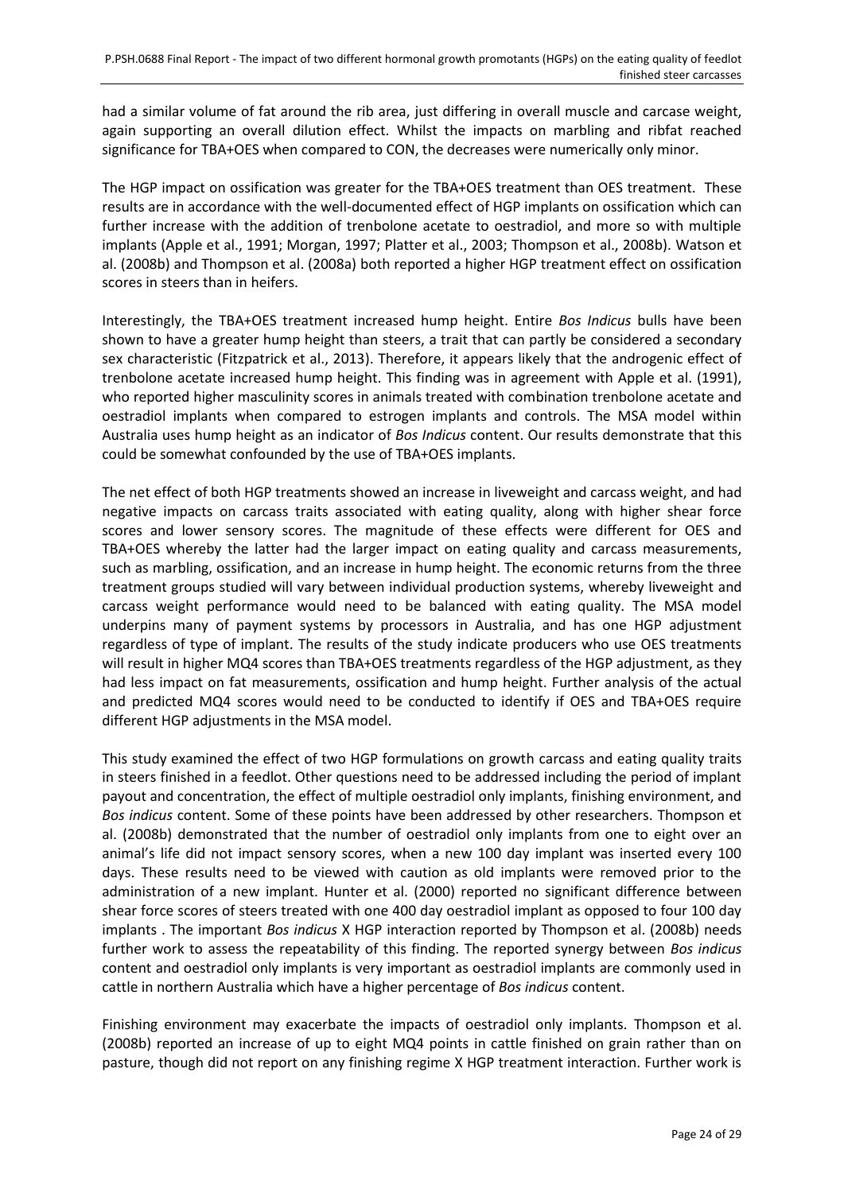had a similar volume of fat around the rib area, just differing in overall muscle and carcase weight, again supporting an overall dilution effect. Whilst the impacts on marbling and ribfat reached significance for TBA+OES when compared to CON, the decreases were numerically only minor.

The HGP impact on ossification was greater for the TBA+OES treatment than OES treatment. These results are in accordance with the well-documented effect of HGP implants on ossification which can further increase with the addition of trenbolone acetate to oestradiol, and more so with multiple implants (Apple et al., 1991; Morgan, 1997; Platter et al., 2003; Thompson et al., 2008b). Watson et al. (2008b) and Thompson et al. (2008a) both reported a higher HGP treatment effect on ossification scores in steers than in heifers.

Interestingly, the TBA+OES treatment increased hump height. Entire *Bos Indicus* bulls have been shown to have a greater hump height than steers, a trait that can partly be considered a secondary sex characteristic (Fitzpatrick et al., 2013). Therefore, it appears likely that the androgenic effect of trenbolone acetate increased hump height. This finding was in agreement with Apple et al. (1991), who reported higher masculinity scores in animals treated with combination trenbolone acetate and oestradiol implants when compared to estrogen implants and controls. The MSA model within Australia uses hump height as an indicator of *Bos Indicus* content. Our results demonstrate that this could be somewhat confounded by the use of TBA+OES implants.

The net effect of both HGP treatments showed an increase in liveweight and carcass weight, and had negative impacts on carcass traits associated with eating quality, along with higher shear force scores and lower sensory scores. The magnitude of these effects were different for OES and TBA+OES whereby the latter had the larger impact on eating quality and carcass measurements, such as marbling, ossification, and an increase in hump height. The economic returns from the three treatment groups studied will vary between individual production systems, whereby liveweight and carcass weight performance would need to be balanced with eating quality. The MSA model underpins many of payment systems by processors in Australia, and has one HGP adjustment regardless of type of implant. The results of the study indicate producers who use OES treatments will result in higher MQ4 scores than TBA+OES treatments regardless of the HGP adjustment, as they had less impact on fat measurements, ossification and hump height. Further analysis of the actual and predicted MQ4 scores would need to be conducted to identify if OES and TBA+OES require different HGP adjustments in the MSA model.

This study examined the effect of two HGP formulations on growth carcass and eating quality traits in steers finished in a feedlot. Other questions need to be addressed including the period of implant payout and concentration, the effect of multiple oestradiol only implants, finishing environment, and *Bos indicus* content. Some of these points have been addressed by other researchers. Thompson et al. (2008b) demonstrated that the number of oestradiol only implants from one to eight over an animal's life did not impact sensory scores, when a new 100 day implant was inserted every 100 days. These results need to be viewed with caution as old implants were removed prior to the administration of a new implant. Hunter et al. (2000) reported no significant difference between shear force scores of steers treated with one 400 day oestradiol implant as opposed to four 100 day implants . The important *Bos indicus* X HGP interaction reported by Thompson et al. (2008b) needs further work to assess the repeatability of this finding. The reported synergy between *Bos indicus* content and oestradiol only implants is very important as oestradiol implants are commonly used in cattle in northern Australia which have a higher percentage of *Bos indicus* content.

Finishing environment may exacerbate the impacts of oestradiol only implants. Thompson et al. (2008b) reported an increase of up to eight MQ4 points in cattle finished on grain rather than on pasture, though did not report on any finishing regime X HGP treatment interaction. Further work is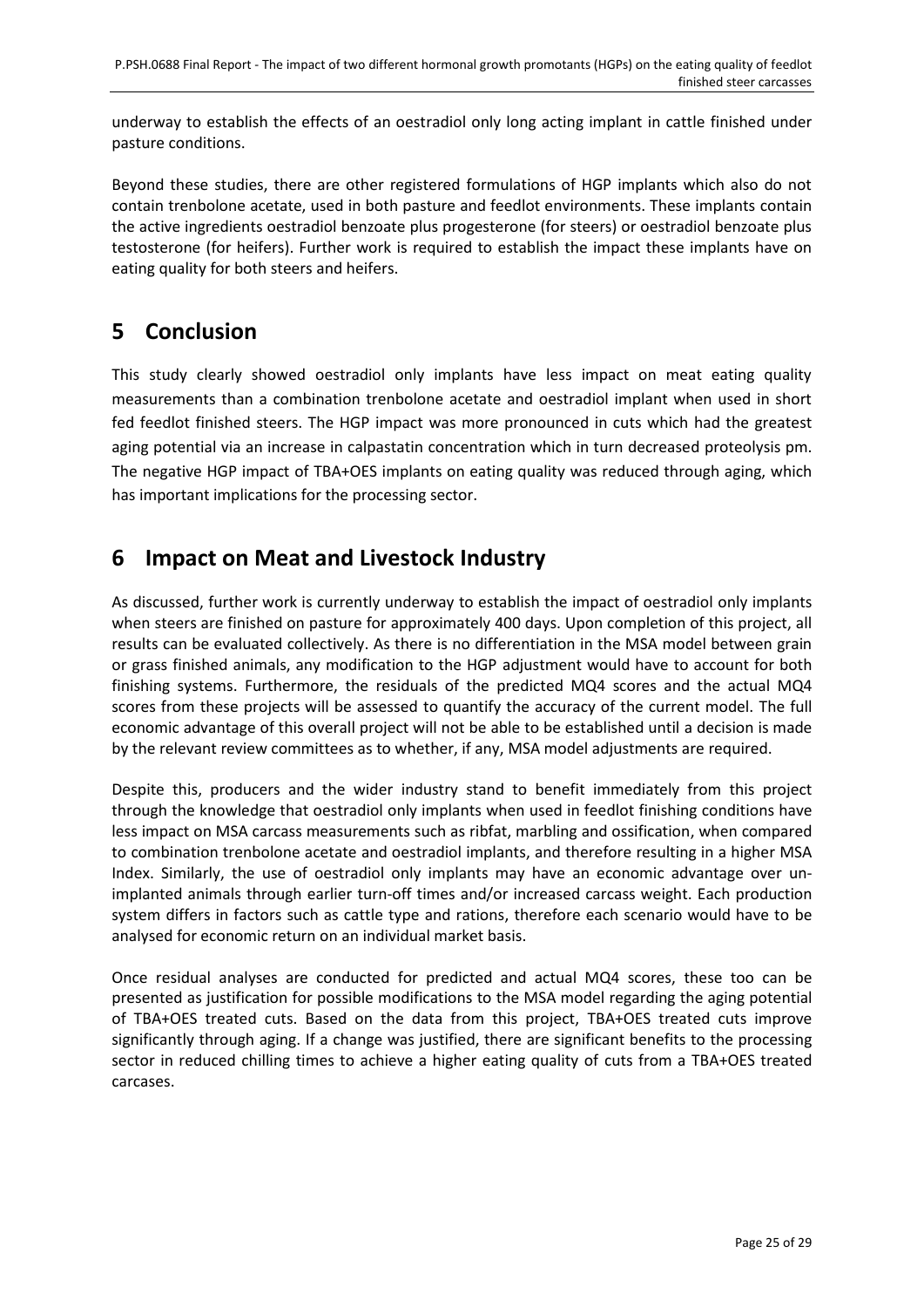underway to establish the effects of an oestradiol only long acting implant in cattle finished under pasture conditions.

Beyond these studies, there are other registered formulations of HGP implants which also do not contain trenbolone acetate, used in both pasture and feedlot environments. These implants contain the active ingredients oestradiol benzoate plus progesterone (for steers) or oestradiol benzoate plus testosterone (for heifers). Further work is required to establish the impact these implants have on eating quality for both steers and heifers.

# 5 Conclusion

This study clearly showed oestradiol only implants have less impact on meat eating quality measurements than a combination trenbolone acetate and oestradiol implant when used in short fed feedlot finished steers. The HGP impact was more pronounced in cuts which had the greatest aging potential via an increase in calpastatin concentration which in turn decreased proteolysis pm. The negative HGP impact of TBA+OES implants on eating quality was reduced through aging, which has important implications for the processing sector.

# 6 Impact on Meat and Livestock Industry

As discussed, further work is currently underway to establish the impact of oestradiol only implants when steers are finished on pasture for approximately 400 days. Upon completion of this project, all results can be evaluated collectively. As there is no differentiation in the MSA model between grain or grass finished animals, any modification to the HGP adjustment would have to account for both finishing systems. Furthermore, the residuals of the predicted MQ4 scores and the actual MQ4 scores from these projects will be assessed to quantify the accuracy of the current model. The full economic advantage of this overall project will not be able to be established until a decision is made by the relevant review committees as to whether, if any, MSA model adjustments are required.

Despite this, producers and the wider industry stand to benefit immediately from this project through the knowledge that oestradiol only implants when used in feedlot finishing conditions have less impact on MSA carcass measurements such as ribfat, marbling and ossification, when compared to combination trenbolone acetate and oestradiol implants, and therefore resulting in a higher MSA Index. Similarly, the use of oestradiol only implants may have an economic advantage over un-implanted animals through earlier turn-off times and/or increased carcass weight. Each production system differs in factors such as cattle type and rations, therefore each scenario would have to be analysed for economic return on an individual market basis.

Once residual analyses are conducted for predicted and actual MQ4 scores, these too can be presented as justification for possible modifications to the MSA model regarding the aging potential of TBA+OES treated cuts. Based on the data from this project, TBA+OES treated cuts improve significantly through aging. If a change was justified, there are significant benefits to the processing sector in reduced chilling times to achieve a higher eating quality of cuts from a TBA+OES treated carcases.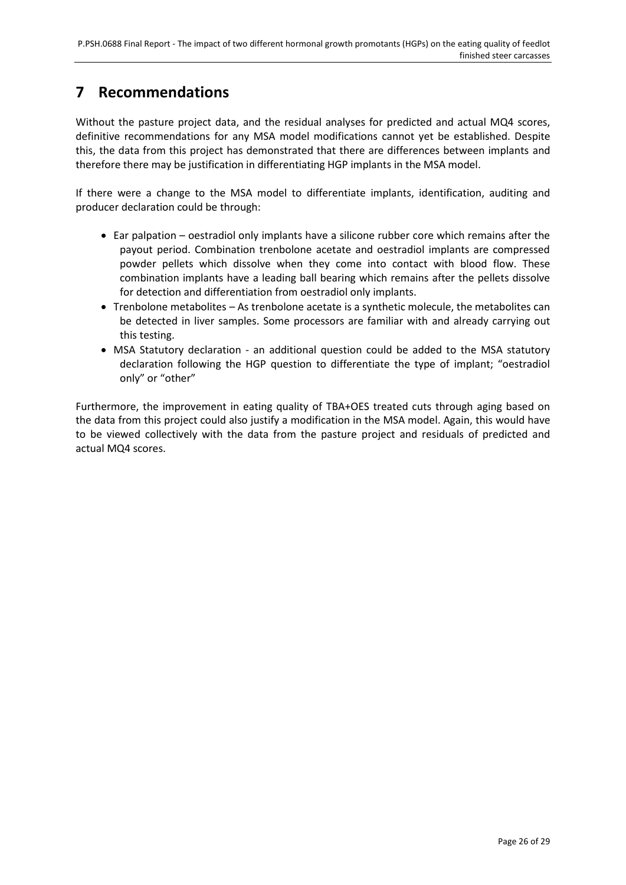# 7 Recommendations

Without the pasture project data, and the residual analyses for predicted and actual MQ4 scores, definitive recommendations for any MSA model modifications cannot yet be established. Despite this, the data from this project has demonstrated that there are differences between implants and therefore there may be justification in differentiating HGP implants in the MSA model.

If there were a change to the MSA model to differentiate implants, identification, auditing and producer declaration could be through:

- Ear palpation – oestradiol only implants have a silicone rubber core which remains after the payout period. Combination trenbolone acetate and oestradiol implants are compressed powder pellets which dissolve when they come into contact with blood flow. These combination implants have a leading ball bearing which remains after the pellets dissolve for detection and differentiation from oestradiol only implants.
- Trenbolone metabolites – As trenbolone acetate is a synthetic molecule, the metabolites can be detected in liver samples. Some processors are familiar with and already carrying out this testing.
- MSA Statutory declaration - an additional question could be added to the MSA statutory declaration following the HGP question to differentiate the type of implant; "oestradiol only" or "other"

Furthermore, the improvement in eating quality of TBA+OES treated cuts through aging based on the data from this project could also justify a modification in the MSA model. Again, this would have to be viewed collectively with the data from the pasture project and residuals of predicted and actual MQ4 scores.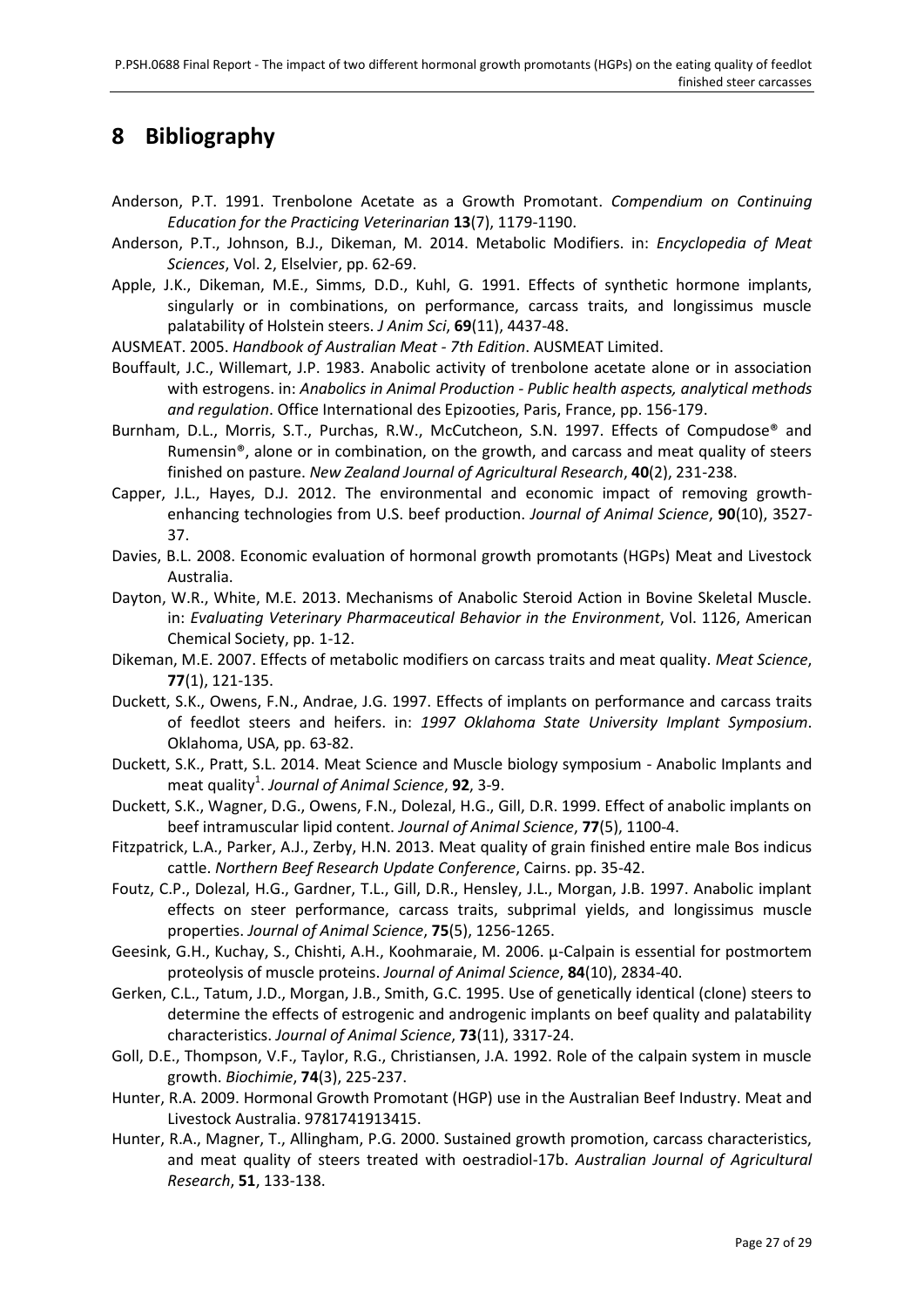# 8 Bibliography

Anderson, P.T. 1991. Trenbolone Acetate as a Growth Promotant. *Compendium on Continuing Education for the Practicing Veterinarian* **13**(7), 1179-1190.

Anderson, P.T., Johnson, B.J., Dikeman, M. 2014. Metabolic Modifiers. in: *Encyclopedia of Meat Sciences*, Vol. 2, Elselvier, pp. 62-69.

Apple, J.K., Dikeman, M.E., Simms, D.D., Kuhl, G. 1991. Effects of synthetic hormone implants, singularly or in combinations, on performance, carcass traits, and longissimus muscle palatability of Holstein steers. *J Anim Sci*, **69**(11), 4437-48.

AUSMEAT. 2005. *Handbook of Australian Meat - 7th Edition*. AUSMEAT Limited.

Bouffault, J.C., Willemart, J.P. 1983. Anabolic activity of trenbolone acetate alone or in association with estrogens. in: *Anabolics in Animal Production - Public health aspects, analytical methods and regulation*. Office International des Epizooties, Paris, France, pp. 156-179.

Burnham, D.L., Morris, S.T., Purchas, R.W., McCutcheon, S.N. 1997. Effects of Compudose® and Rumensin®, alone or in combination, on the growth, and carcass and meat quality of steers finished on pasture. *New Zealand Journal of Agricultural Research*, **40**(2), 231-238.

Capper, J.L., Hayes, D.J. 2012. The environmental and economic impact of removing growth-enhancing technologies from U.S. beef production. *Journal of Animal Science*, **90**(10), 3527-37.

Davies, B.L. 2008. Economic evaluation of hormonal growth promotants (HGPs) Meat and Livestock Australia.

Dayton, W.R., White, M.E. 2013. Mechanisms of Anabolic Steroid Action in Bovine Skeletal Muscle. in: *Evaluating Veterinary Pharmaceutical Behavior in the Environment*, Vol. 1126, American Chemical Society, pp. 1-12.

Dikeman, M.E. 2007. Effects of metabolic modifiers on carcass traits and meat quality. *Meat Science*, **77**(1), 121-135.

Duckett, S.K., Owens, F.N., Andrae, J.G. 1997. Effects of implants on performance and carcass traits of feedlot steers and heifers. in: *1997 Oklahoma State University Implant Symposium*. Oklahoma, USA, pp. 63-82.

Duckett, S.K., Pratt, S.L. 2014. Meat Science and Muscle biology symposium - Anabolic Implants and meat quality[1]. *Journal of Animal Science*, **92**, 3-9.

Duckett, S.K., Wagner, D.G., Owens, F.N., Dolezal, H.G., Gill, D.R. 1999. Effect of anabolic implants on beef intramuscular lipid content. *Journal of Animal Science*, **77**(5), 1100-4.

Fitzpatrick, L.A., Parker, A.J., Zerby, H.N. 2013. Meat quality of grain finished entire male Bos indicus cattle. *Northern Beef Research Update Conference*, Cairns. pp. 35-42.

Foutz, C.P., Dolezal, H.G., Gardner, T.L., Gill, D.R., Hensley, J.L., Morgan, J.B. 1997. Anabolic implant effects on steer performance, carcass traits, subprimal yields, and longissimus muscle properties. *Journal of Animal Science*, **75**(5), 1256-1265.

Geesink, G.H., Kuchay, S., Chishti, A.H., Koohmaraie, M. 2006. μ-Calpain is essential for postmortem proteolysis of muscle proteins. *Journal of Animal Science*, **84**(10), 2834-40.

Gerken, C.L., Tatum, J.D., Morgan, J.B., Smith, G.C. 1995. Use of genetically identical (clone) steers to determine the effects of estrogenic and androgenic implants on beef quality and palatability characteristics. *Journal of Animal Science*, **73**(11), 3317-24.

Goll, D.E., Thompson, V.F., Taylor, R.G., Christiansen, J.A. 1992. Role of the calpain system in muscle growth. *Biochimie*, **74**(3), 225-237.

Hunter, R.A. 2009. Hormonal Growth Promotant (HGP) use in the Australian Beef Industry. Meat and Livestock Australia. 9781741913415.

Hunter, R.A., Magner, T., Allingham, P.G. 2000. Sustained growth promotion, carcass characteristics, and meat quality of steers treated with oestradiol-17b. *Australian Journal of Agricultural Research*, **51**, 133-138.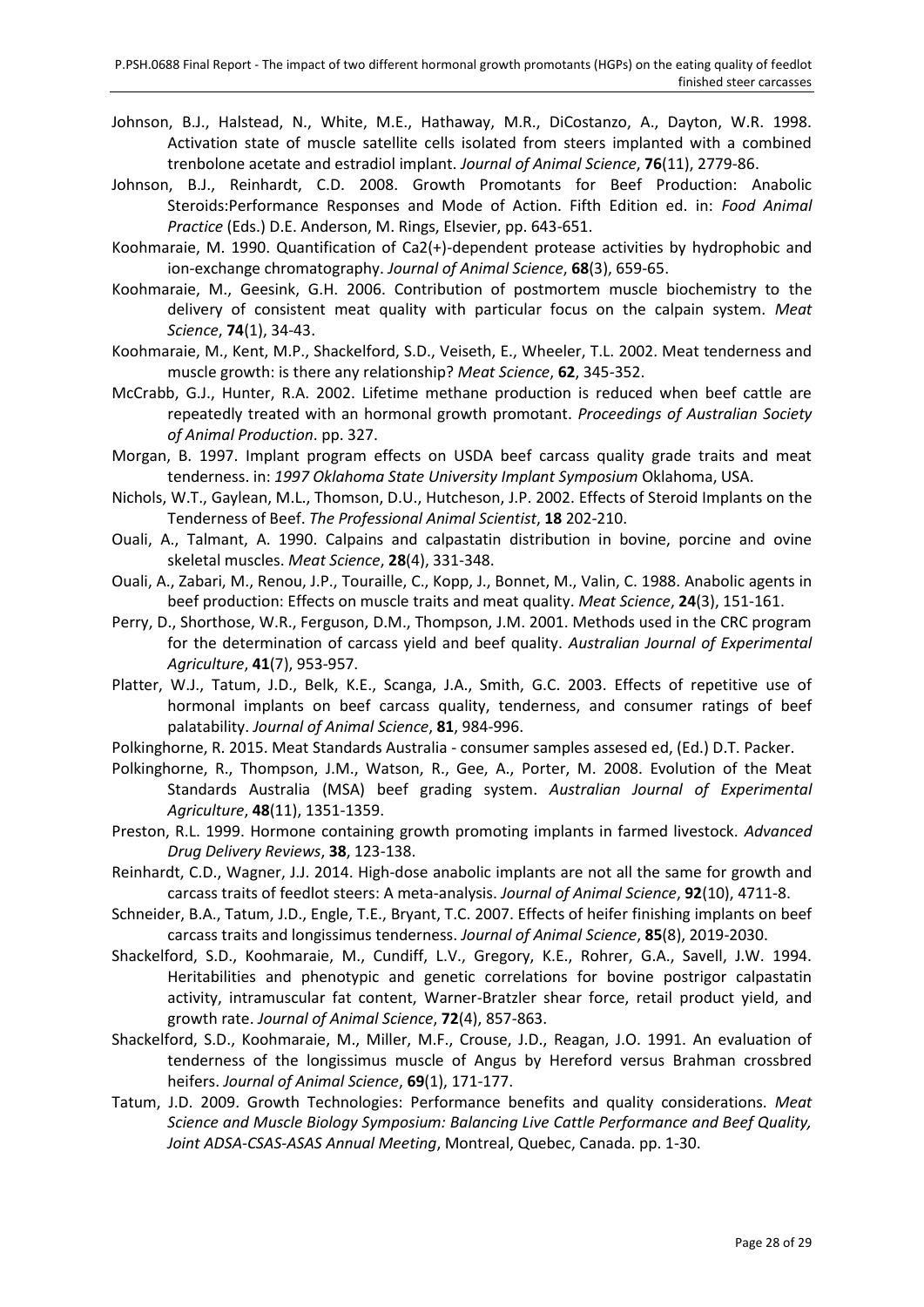Johnson, B.J., Halstead, N., White, M.E., Hathaway, M.R., DiCostanzo, A., Dayton, W.R. 1998. Activation state of muscle satellite cells isolated from steers implanted with a combined trenbolone acetate and estradiol implant. *Journal of Animal Science*, **76**(11), 2779-86.

Johnson, B.J., Reinhardt, C.D. 2008. Growth Promotants for Beef Production: Anabolic Steroids:Performance Responses and Mode of Action. Fifth Edition ed. in: *Food Animal Practice* (Eds.) D.E. Anderson, M. Rings, Elsevier, pp. 643-651.

Koohmaraie, M. 1990. Quantification of Ca2(+)-dependent protease activities by hydrophobic and ion-exchange chromatography. *Journal of Animal Science*, **68**(3), 659-65.

Koohmaraie, M., Geesink, G.H. 2006. Contribution of postmortem muscle biochemistry to the delivery of consistent meat quality with particular focus on the calpain system. *Meat Science*, **74**(1), 34-43.

Koohmaraie, M., Kent, M.P., Shackelford, S.D., Veiseth, E., Wheeler, T.L. 2002. Meat tenderness and muscle growth: is there any relationship? *Meat Science*, **62**, 345-352.

McCrabb, G.J., Hunter, R.A. 2002. Lifetime methane production is reduced when beef cattle are repeatedly treated with an hormonal growth promotant. *Proceedings of Australian Society of Animal Production*. pp. 327.

Morgan, B. 1997. Implant program effects on USDA beef carcass quality grade traits and meat tenderness. in: *1997 Oklahoma State University Implant Symposium* Oklahoma, USA.

Nichols, W.T., Gaylean, M.L., Thomson, D.U., Hutcheson, J.P. 2002. Effects of Steroid Implants on the Tenderness of Beef. *The Professional Animal Scientist*, **18** 202-210.

Ouali, A., Talmant, A. 1990. Calpains and calpastatin distribution in bovine, porcine and ovine skeletal muscles. *Meat Science*, **28**(4), 331-348.

Ouali, A., Zabari, M., Renou, J.P., Touraille, C., Kopp, J., Bonnet, M., Valin, C. 1988. Anabolic agents in beef production: Effects on muscle traits and meat quality. *Meat Science*, **24**(3), 151-161.

Perry, D., Shorthose, W.R., Ferguson, D.M., Thompson, J.M. 2001. Methods used in the CRC program for the determination of carcass yield and beef quality. *Australian Journal of Experimental Agriculture*, **41**(7), 953-957.

Platter, W.J., Tatum, J.D., Belk, K.E., Scanga, J.A., Smith, G.C. 2003. Effects of repetitive use of hormonal implants on beef carcass quality, tenderness, and consumer ratings of beef palatability. *Journal of Animal Science*, **81**, 984-996.

Polkinghorne, R. 2015. Meat Standards Australia - consumer samples assesed ed, (Ed.) D.T. Packer.

Polkinghorne, R., Thompson, J.M., Watson, R., Gee, A., Porter, M. 2008. Evolution of the Meat Standards Australia (MSA) beef grading system. *Australian Journal of Experimental Agriculture*, **48**(11), 1351-1359.

Preston, R.L. 1999. Hormone containing growth promoting implants in farmed livestock. *Advanced Drug Delivery Reviews*, **38**, 123-138.

Reinhardt, C.D., Wagner, J.J. 2014. High-dose anabolic implants are not all the same for growth and carcass traits of feedlot steers: A meta-analysis. *Journal of Animal Science*, **92**(10), 4711-8.

Schneider, B.A., Tatum, J.D., Engle, T.E., Bryant, T.C. 2007. Effects of heifer finishing implants on beef carcass traits and longissimus tenderness. *Journal of Animal Science*, **85**(8), 2019-2030.

Shackelford, S.D., Koohmaraie, M., Cundiff, L.V., Gregory, K.E., Rohrer, G.A., Savell, J.W. 1994. Heritabilities and phenotypic and genetic correlations for bovine postrigor calpastatin activity, intramuscular fat content, Warner-Bratzler shear force, retail product yield, and growth rate. *Journal of Animal Science*, **72**(4), 857-863.

Shackelford, S.D., Koohmaraie, M., Miller, M.F., Crouse, J.D., Reagan, J.O. 1991. An evaluation of tenderness of the longissimus muscle of Angus by Hereford versus Brahman crossbred heifers. *Journal of Animal Science*, **69**(1), 171-177.

Tatum, J.D. 2009. Growth Technologies: Performance benefits and quality considerations. *Meat Science and Muscle Biology Symposium: Balancing Live Cattle Performance and Beef Quality, Joint ADSA-CSAS-ASAS Annual Meeting*, Montreal, Quebec, Canada. pp. 1-30.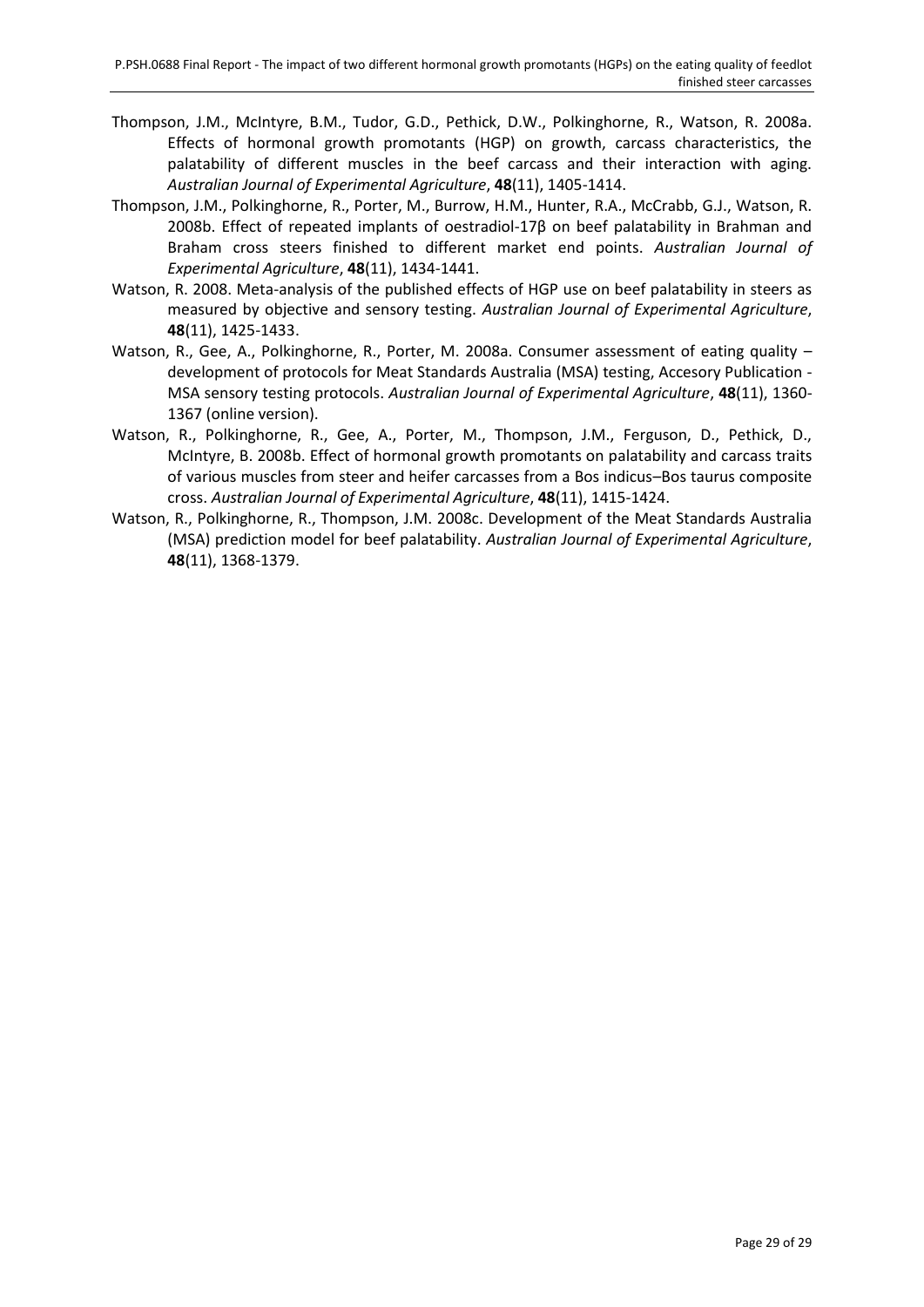Thompson, J.M., McIntyre, B.M., Tudor, G.D., Pethick, D.W., Polkinghorne, R., Watson, R. 2008a. Effects of hormonal growth promotants (HGP) on growth, carcass characteristics, the palatability of different muscles in the beef carcass and their interaction with aging. *Australian Journal of Experimental Agriculture*, **48**(11), 1405-1414.

Thompson, J.M., Polkinghorne, R., Porter, M., Burrow, H.M., Hunter, R.A., McCrabb, G.J., Watson, R. 2008b. Effect of repeated implants of oestradiol-17β on beef palatability in Brahman and Braham cross steers finished to different market end points. *Australian Journal of Experimental Agriculture*, **48**(11), 1434-1441.

Watson, R. 2008. Meta-analysis of the published effects of HGP use on beef palatability in steers as measured by objective and sensory testing. *Australian Journal of Experimental Agriculture*, **48**(11), 1425-1433.

Watson, R., Gee, A., Polkinghorne, R., Porter, M. 2008a. Consumer assessment of eating quality – development of protocols for Meat Standards Australia (MSA) testing, Accesory Publication - MSA sensory testing protocols. *Australian Journal of Experimental Agriculture*, **48**(11), 1360-1367 (online version).

Watson, R., Polkinghorne, R., Gee, A., Porter, M., Thompson, J.M., Ferguson, D., Pethick, D., McIntyre, B. 2008b. Effect of hormonal growth promotants on palatability and carcass traits of various muscles from steer and heifer carcasses from a Bos indicus–Bos taurus composite cross. *Australian Journal of Experimental Agriculture*, **48**(11), 1415-1424.

Watson, R., Polkinghorne, R., Thompson, J.M. 2008c. Development of the Meat Standards Australia (MSA) prediction model for beef palatability. *Australian Journal of Experimental Agriculture*, **48**(11), 1368-1379.